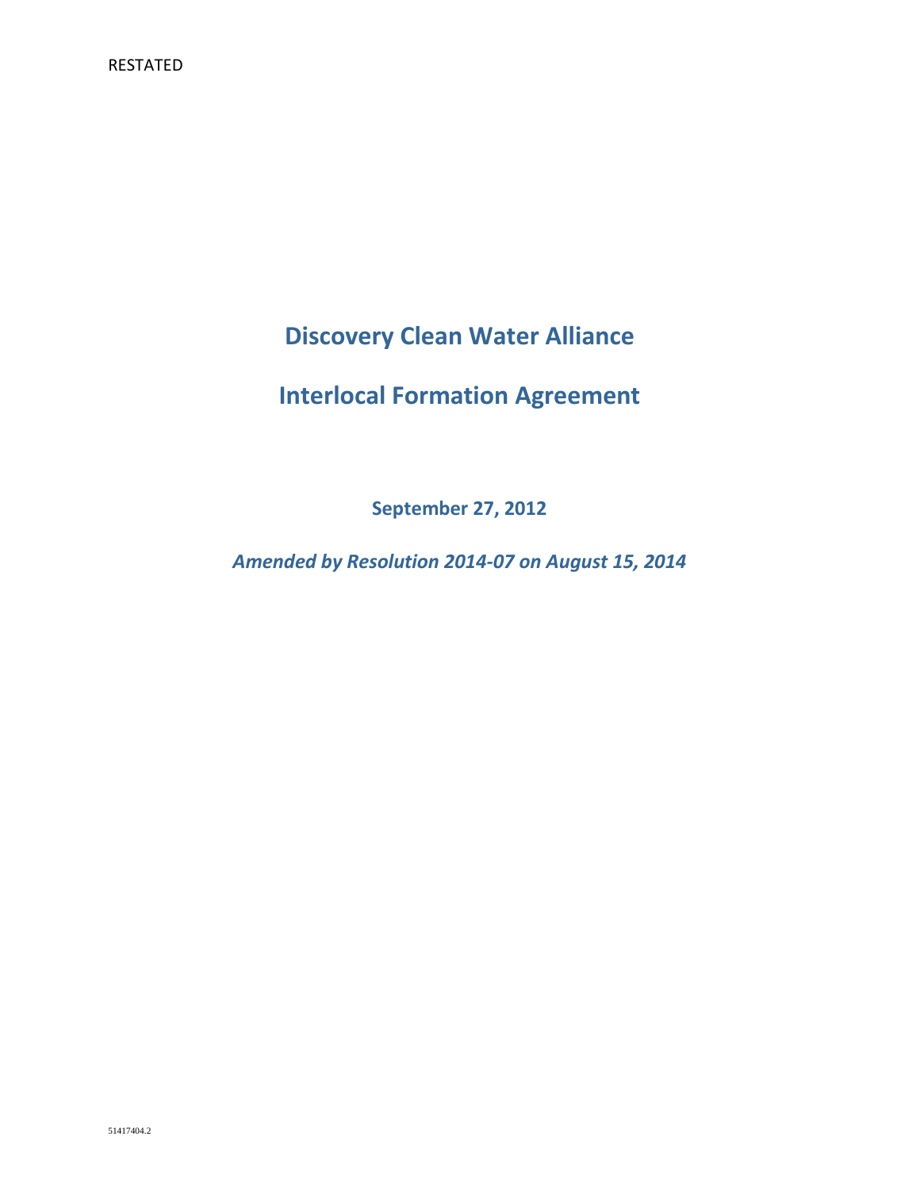RESTATED

# Discovery Clean Water Alliance

# Interlocal Formation Agreement

**September 27, 2012**

***Amended by Resolution 2014-07 on August 15, 2014***

51417404.2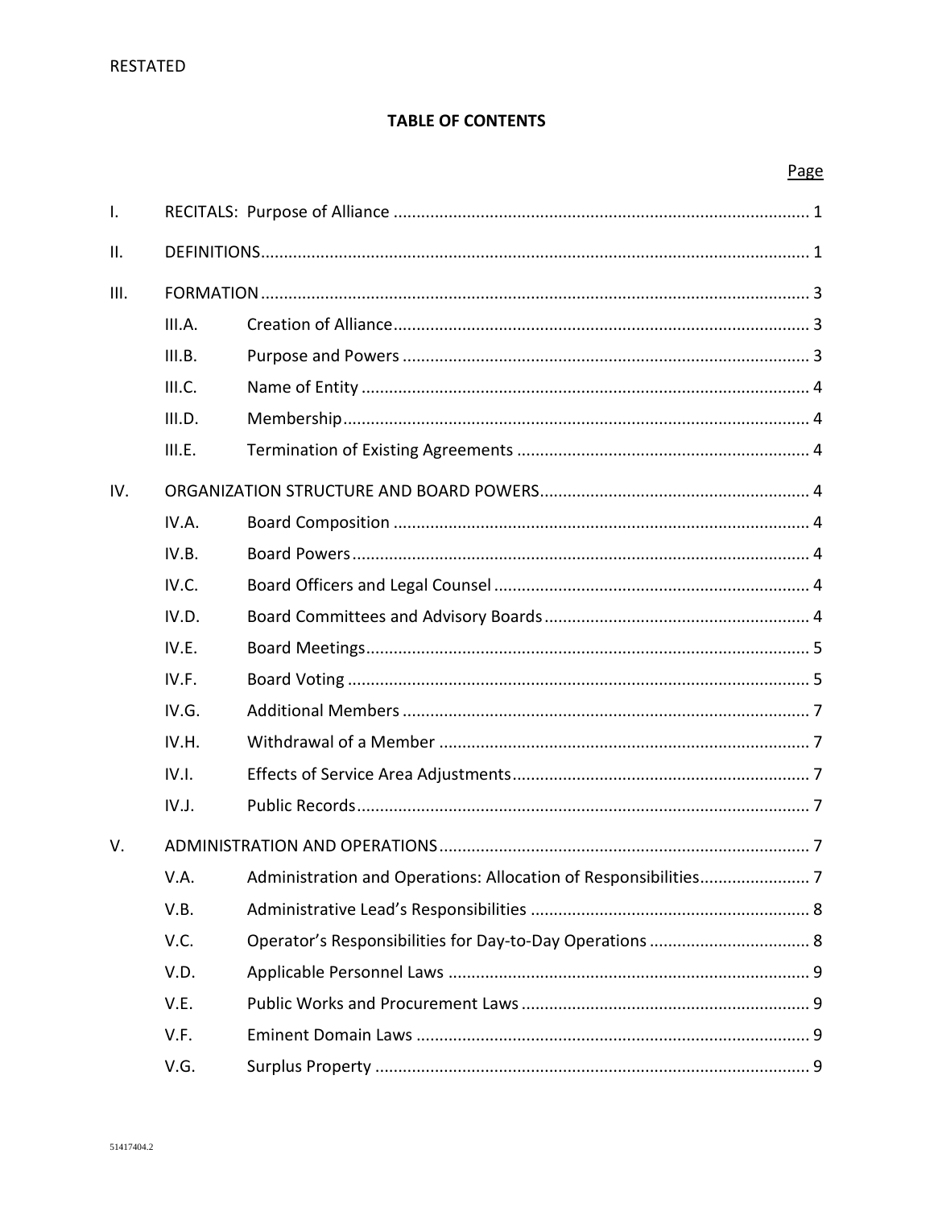RESTATED

**TABLE OF CONTENTS**

| | | | Page |
|---|---|---|---|
| I. | RECITALS: Purpose of Alliance | | 1 |
| II. | DEFINITIONS | | 1 |
| III. | FORMATION | | 3 |
| | III.A. | Creation of Alliance | 3 |
| | III.B. | Purpose and Powers | 3 |
| | III.C. | Name of Entity | 4 |
| | III.D. | Membership | 4 |
| | III.E. | Termination of Existing Agreements | 4 |
| IV. | ORGANIZATION STRUCTURE AND BOARD POWERS | | 4 |
| | IV.A. | Board Composition | 4 |
| | IV.B. | Board Powers | 4 |
| | IV.C. | Board Officers and Legal Counsel | 4 |
| | IV.D. | Board Committees and Advisory Boards | 4 |
| | IV.E. | Board Meetings | 5 |
| | IV.F. | Board Voting | 5 |
| | IV.G. | Additional Members | 7 |
| | IV.H. | Withdrawal of a Member | 7 |
| | IV.I. | Effects of Service Area Adjustments | 7 |
| | IV.J. | Public Records | 7 |
| V. | ADMINISTRATION AND OPERATIONS | | 7 |
| | V.A. | Administration and Operations: Allocation of Responsibilities | 7 |
| | V.B. | Administrative Lead's Responsibilities | 8 |
| | V.C. | Operator's Responsibilities for Day-to-Day Operations | 8 |
| | V.D. | Applicable Personnel Laws | 9 |
| | V.E. | Public Works and Procurement Laws | 9 |
| | V.F. | Eminent Domain Laws | 9 |
| | V.G. | Surplus Property | 9 |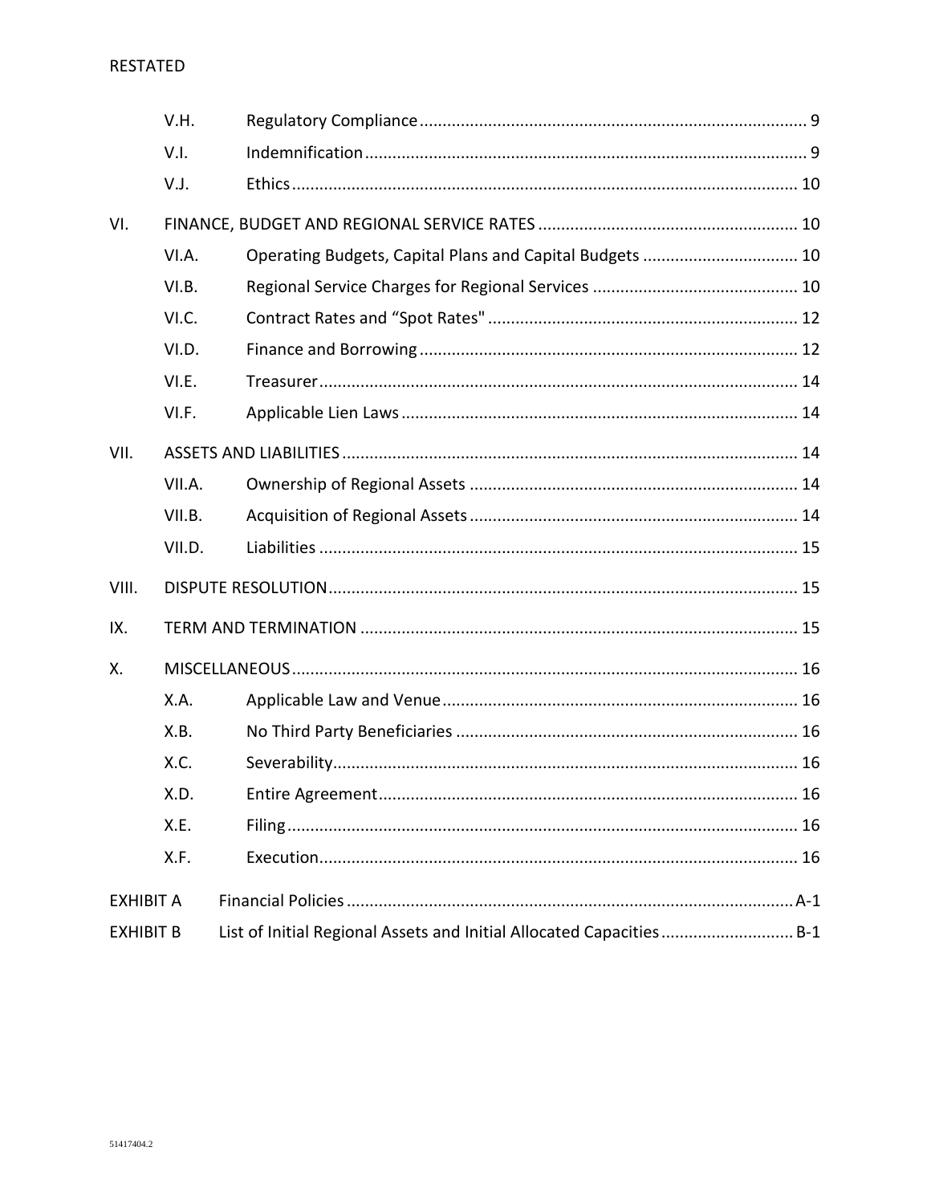| | | | |
|---|---|---|---|
| | V.H. | Regulatory Compliance | 9 |
| | V.I. | Indemnification | 9 |
| | V.J. | Ethics | 10 |
| VI. | FINANCE, BUDGET AND REGIONAL SERVICE RATES | | 10 |
| | VI.A. | Operating Budgets, Capital Plans and Capital Budgets | 10 |
| | VI.B. | Regional Service Charges for Regional Services | 10 |
| | VI.C. | Contract Rates and "Spot Rates" | 12 |
| | VI.D. | Finance and Borrowing | 12 |
| | VI.E. | Treasurer | 14 |
| | VI.F. | Applicable Lien Laws | 14 |
| VII. | ASSETS AND LIABILITIES | | 14 |
| | VII.A. | Ownership of Regional Assets | 14 |
| | VII.B. | Acquisition of Regional Assets | 14 |
| | VII.D. | Liabilities | 15 |
| VIII. | DISPUTE RESOLUTION | | 15 |
| IX. | TERM AND TERMINATION | | 15 |
| X. | MISCELLANEOUS | | 16 |
| | X.A. | Applicable Law and Venue | 16 |
| | X.B. | No Third Party Beneficiaries | 16 |
| | X.C. | Severability | 16 |
| | X.D. | Entire Agreement | 16 |
| | X.E. | Filing | 16 |
| | X.F. | Execution | 16 |
| EXHIBIT A | Financial Policies | | A-1 |
| EXHIBIT B | List of Initial Regional Assets and Initial Allocated Capacities | | B-1 |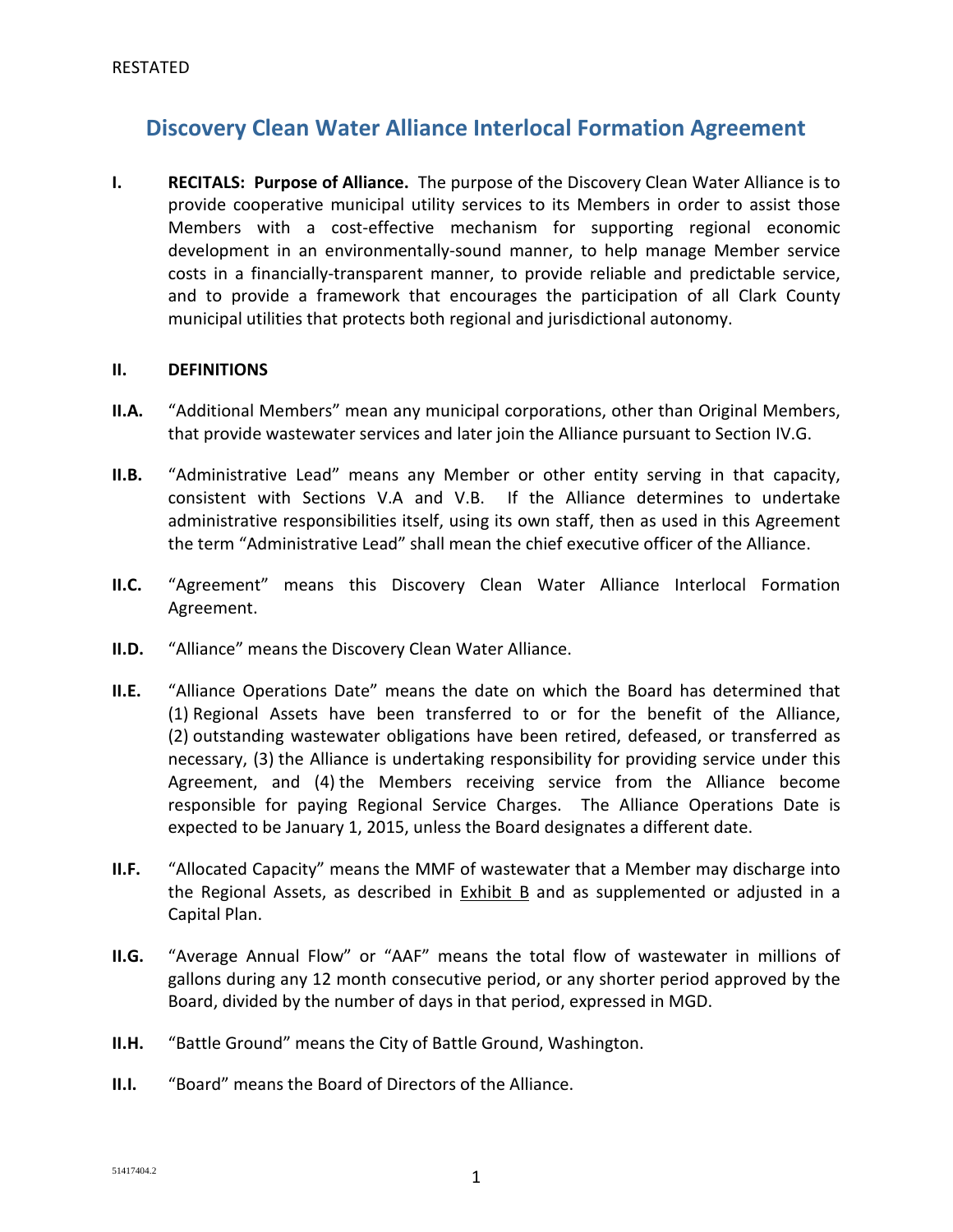RESTATED

# Discovery Clean Water Alliance Interlocal Formation Agreement

**I.** **RECITALS: Purpose of Alliance.** The purpose of the Discovery Clean Water Alliance is to provide cooperative municipal utility services to its Members in order to assist those Members with a cost-effective mechanism for supporting regional economic development in an environmentally-sound manner, to help manage Member service costs in a financially-transparent manner, to provide reliable and predictable service, and to provide a framework that encourages the participation of all Clark County municipal utilities that protects both regional and jurisdictional autonomy.

## II. DEFINITIONS

**II.A.** "Additional Members" mean any municipal corporations, other than Original Members, that provide wastewater services and later join the Alliance pursuant to Section IV.G.

**II.B.** "Administrative Lead" means any Member or other entity serving in that capacity, consistent with Sections V.A and V.B. If the Alliance determines to undertake administrative responsibilities itself, using its own staff, then as used in this Agreement the term "Administrative Lead" shall mean the chief executive officer of the Alliance.

**II.C.** "Agreement" means this Discovery Clean Water Alliance Interlocal Formation Agreement.

**II.D.** "Alliance" means the Discovery Clean Water Alliance.

**II.E.** "Alliance Operations Date" means the date on which the Board has determined that (1) Regional Assets have been transferred to or for the benefit of the Alliance, (2) outstanding wastewater obligations have been retired, defeased, or transferred as necessary, (3) the Alliance is undertaking responsibility for providing service under this Agreement, and (4) the Members receiving service from the Alliance become responsible for paying Regional Service Charges. The Alliance Operations Date is expected to be January 1, 2015, unless the Board designates a different date.

**II.F.** "Allocated Capacity" means the MMF of wastewater that a Member may discharge into the Regional Assets, as described in Exhibit B and as supplemented or adjusted in a Capital Plan.

**II.G.** "Average Annual Flow" or "AAF" means the total flow of wastewater in millions of gallons during any 12 month consecutive period, or any shorter period approved by the Board, divided by the number of days in that period, expressed in MGD.

**II.H.** "Battle Ground" means the City of Battle Ground, Washington.

**II.I.** "Board" means the Board of Directors of the Alliance.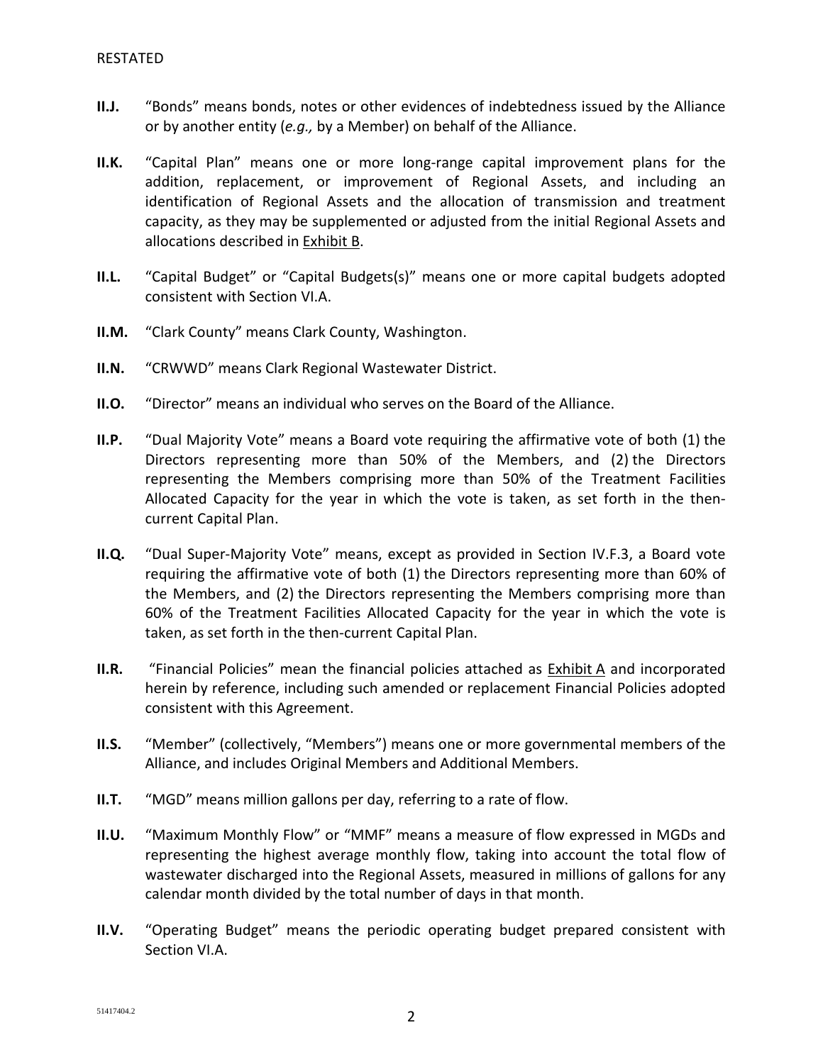**II.J.** "Bonds" means bonds, notes or other evidences of indebtedness issued by the Alliance or by another entity (*e.g.,* by a Member) on behalf of the Alliance.

**II.K.** "Capital Plan" means one or more long-range capital improvement plans for the addition, replacement, or improvement of Regional Assets, and including an identification of Regional Assets and the allocation of transmission and treatment capacity, as they may be supplemented or adjusted from the initial Regional Assets and allocations described in Exhibit B.

**II.L.** "Capital Budget" or "Capital Budgets(s)" means one or more capital budgets adopted consistent with Section VI.A.

**II.M.** "Clark County" means Clark County, Washington.

**II.N.** "CRWWD" means Clark Regional Wastewater District.

**II.O.** "Director" means an individual who serves on the Board of the Alliance.

**II.P.** "Dual Majority Vote" means a Board vote requiring the affirmative vote of both (1) the Directors representing more than 50% of the Members, and (2) the Directors representing the Members comprising more than 50% of the Treatment Facilities Allocated Capacity for the year in which the vote is taken, as set forth in the then-current Capital Plan.

**II.Q.** "Dual Super-Majority Vote" means, except as provided in Section IV.F.3, a Board vote requiring the affirmative vote of both (1) the Directors representing more than 60% of the Members, and (2) the Directors representing the Members comprising more than 60% of the Treatment Facilities Allocated Capacity for the year in which the vote is taken, as set forth in the then-current Capital Plan.

**II.R.** "Financial Policies" mean the financial policies attached as Exhibit A and incorporated herein by reference, including such amended or replacement Financial Policies adopted consistent with this Agreement.

**II.S.** "Member" (collectively, "Members") means one or more governmental members of the Alliance, and includes Original Members and Additional Members.

**II.T.** "MGD" means million gallons per day, referring to a rate of flow.

**II.U.** "Maximum Monthly Flow" or "MMF" means a measure of flow expressed in MGDs and representing the highest average monthly flow, taking into account the total flow of wastewater discharged into the Regional Assets, measured in millions of gallons for any calendar month divided by the total number of days in that month.

**II.V.** "Operating Budget" means the periodic operating budget prepared consistent with Section VI.A.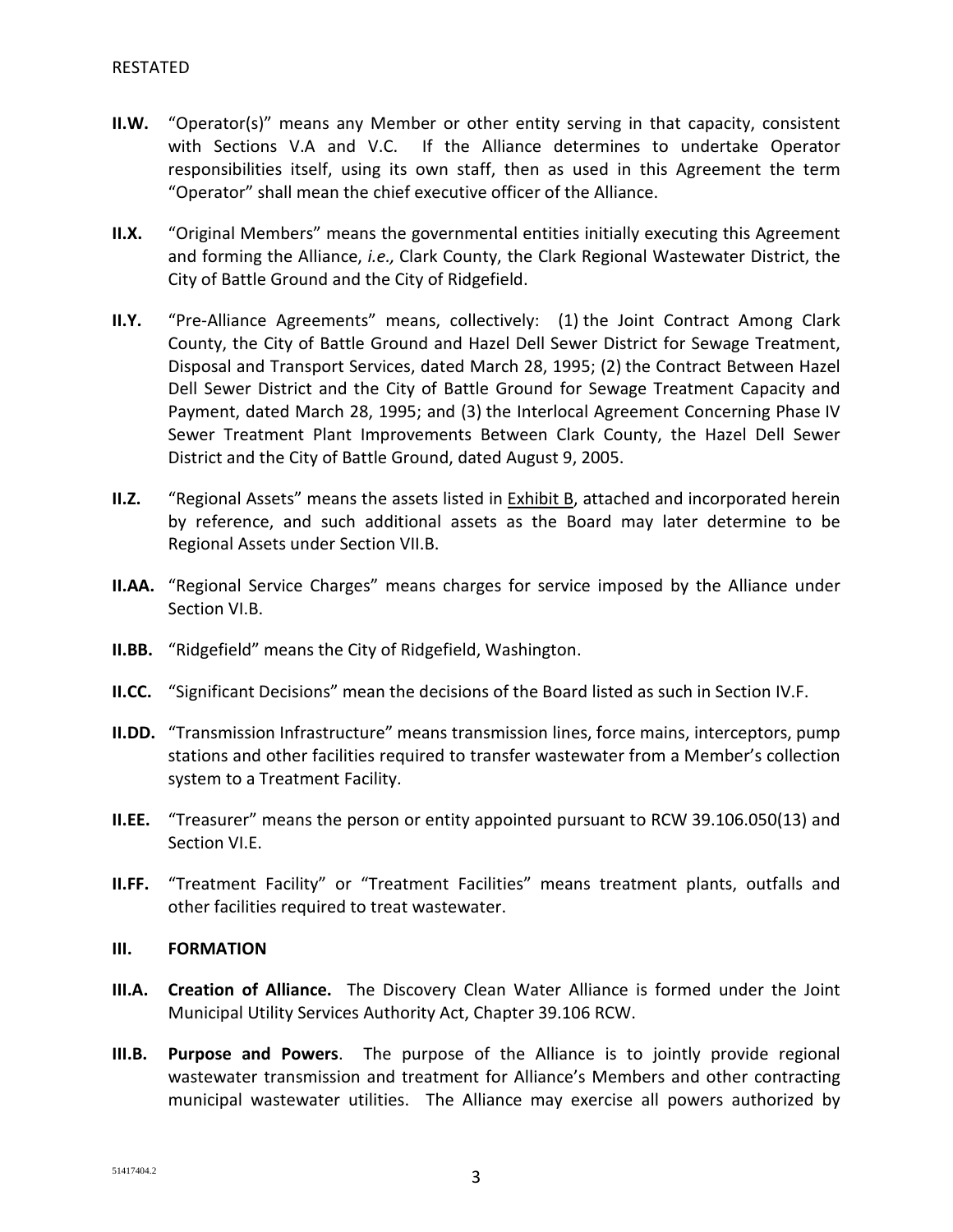**II.W.** "Operator(s)" means any Member or other entity serving in that capacity, consistent with Sections V.A and V.C. If the Alliance determines to undertake Operator responsibilities itself, using its own staff, then as used in this Agreement the term "Operator" shall mean the chief executive officer of the Alliance.

**II.X.** "Original Members" means the governmental entities initially executing this Agreement and forming the Alliance, *i.e.,* Clark County, the Clark Regional Wastewater District, the City of Battle Ground and the City of Ridgefield.

**II.Y.** "Pre-Alliance Agreements" means, collectively: (1) the Joint Contract Among Clark County, the City of Battle Ground and Hazel Dell Sewer District for Sewage Treatment, Disposal and Transport Services, dated March 28, 1995; (2) the Contract Between Hazel Dell Sewer District and the City of Battle Ground for Sewage Treatment Capacity and Payment, dated March 28, 1995; and (3) the Interlocal Agreement Concerning Phase IV Sewer Treatment Plant Improvements Between Clark County, the Hazel Dell Sewer District and the City of Battle Ground, dated August 9, 2005.

**II.Z.** "Regional Assets" means the assets listed in Exhibit B, attached and incorporated herein by reference, and such additional assets as the Board may later determine to be Regional Assets under Section VII.B.

**II.AA.** "Regional Service Charges" means charges for service imposed by the Alliance under Section VI.B.

**II.BB.** "Ridgefield" means the City of Ridgefield, Washington.

**II.CC.** "Significant Decisions" mean the decisions of the Board listed as such in Section IV.F.

**II.DD.** "Transmission Infrastructure" means transmission lines, force mains, interceptors, pump stations and other facilities required to transfer wastewater from a Member's collection system to a Treatment Facility.

**II.EE.** "Treasurer" means the person or entity appointed pursuant to RCW 39.106.050(13) and Section VI.E.

**II.FF.** "Treatment Facility" or "Treatment Facilities" means treatment plants, outfalls and other facilities required to treat wastewater.

## III. FORMATION

**III.A. Creation of Alliance.** The Discovery Clean Water Alliance is formed under the Joint Municipal Utility Services Authority Act, Chapter 39.106 RCW.

**III.B. Purpose and Powers**. The purpose of the Alliance is to jointly provide regional wastewater transmission and treatment for Alliance's Members and other contracting municipal wastewater utilities. The Alliance may exercise all powers authorized by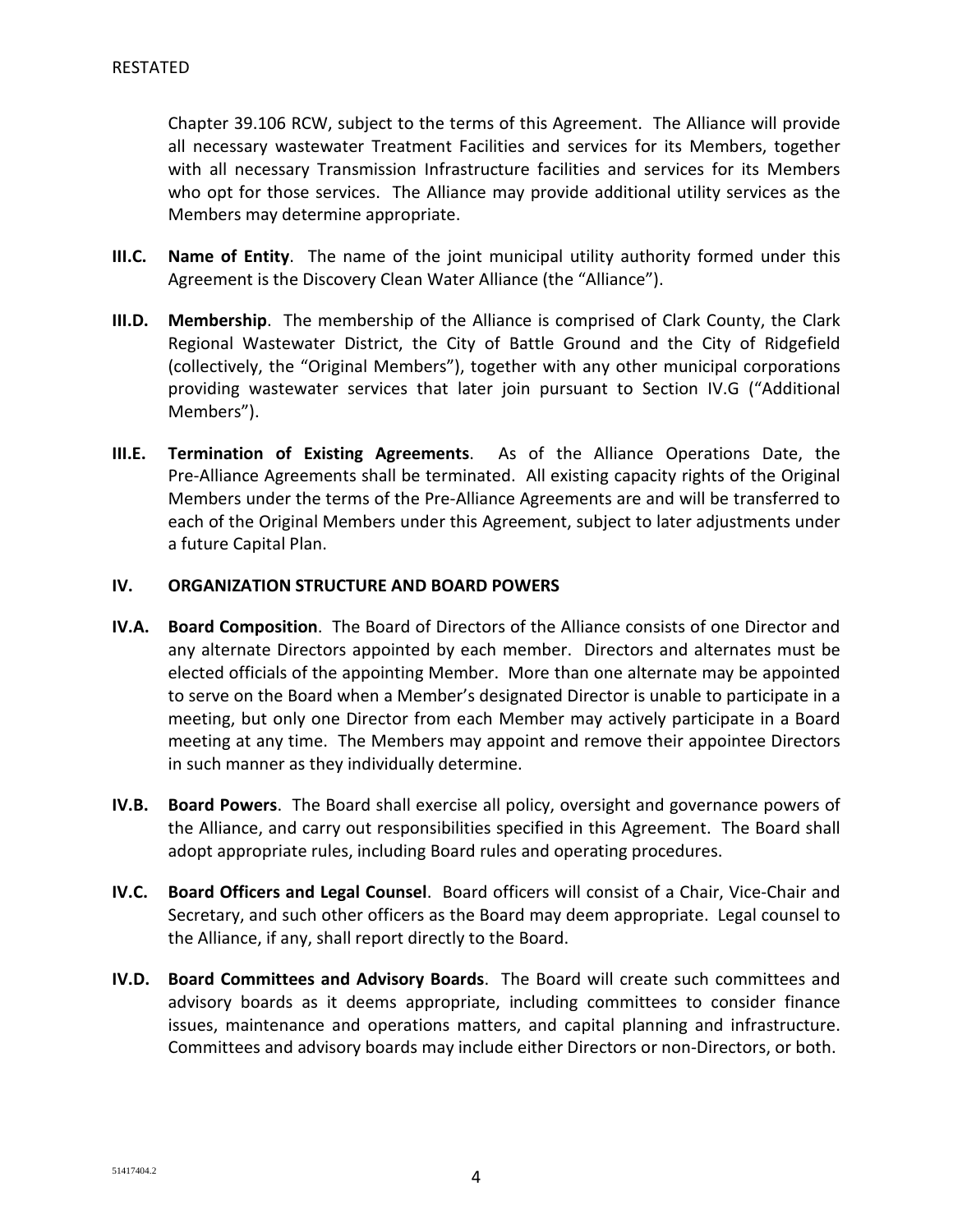Chapter 39.106 RCW, subject to the terms of this Agreement. The Alliance will provide all necessary wastewater Treatment Facilities and services for its Members, together with all necessary Transmission Infrastructure facilities and services for its Members who opt for those services. The Alliance may provide additional utility services as the Members may determine appropriate.

**III.C. Name of Entity**. The name of the joint municipal utility authority formed under this Agreement is the Discovery Clean Water Alliance (the "Alliance").

**III.D. Membership**. The membership of the Alliance is comprised of Clark County, the Clark Regional Wastewater District, the City of Battle Ground and the City of Ridgefield (collectively, the "Original Members"), together with any other municipal corporations providing wastewater services that later join pursuant to Section IV.G ("Additional Members").

**III.E. Termination of Existing Agreements**. As of the Alliance Operations Date, the Pre-Alliance Agreements shall be terminated. All existing capacity rights of the Original Members under the terms of the Pre-Alliance Agreements are and will be transferred to each of the Original Members under this Agreement, subject to later adjustments under a future Capital Plan.

## IV. ORGANIZATION STRUCTURE AND BOARD POWERS

**IV.A. Board Composition**. The Board of Directors of the Alliance consists of one Director and any alternate Directors appointed by each member. Directors and alternates must be elected officials of the appointing Member. More than one alternate may be appointed to serve on the Board when a Member's designated Director is unable to participate in a meeting, but only one Director from each Member may actively participate in a Board meeting at any time. The Members may appoint and remove their appointee Directors in such manner as they individually determine.

**IV.B. Board Powers**. The Board shall exercise all policy, oversight and governance powers of the Alliance, and carry out responsibilities specified in this Agreement. The Board shall adopt appropriate rules, including Board rules and operating procedures.

**IV.C. Board Officers and Legal Counsel**. Board officers will consist of a Chair, Vice-Chair and Secretary, and such other officers as the Board may deem appropriate. Legal counsel to the Alliance, if any, shall report directly to the Board.

**IV.D. Board Committees and Advisory Boards**. The Board will create such committees and advisory boards as it deems appropriate, including committees to consider finance issues, maintenance and operations matters, and capital planning and infrastructure. Committees and advisory boards may include either Directors or non-Directors, or both.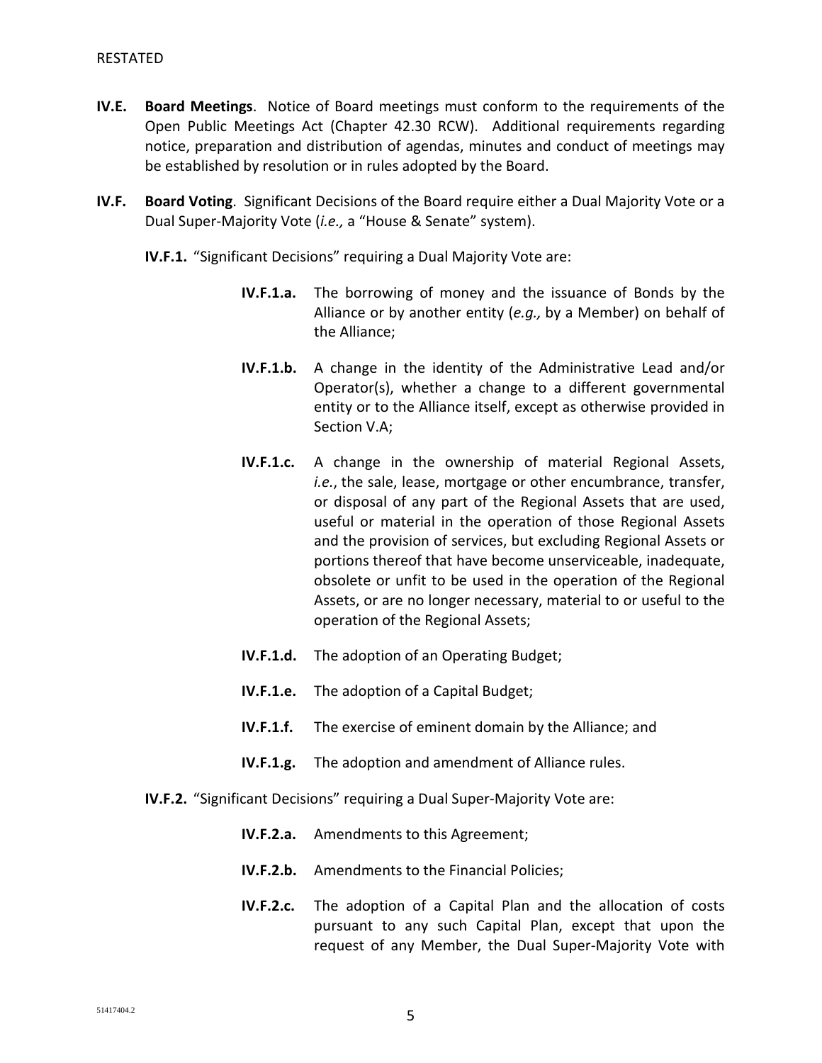RESTATED

**IV.E. Board Meetings**. Notice of Board meetings must conform to the requirements of the Open Public Meetings Act (Chapter 42.30 RCW). Additional requirements regarding notice, preparation and distribution of agendas, minutes and conduct of meetings may be established by resolution or in rules adopted by the Board.

**IV.F. Board Voting**. Significant Decisions of the Board require either a Dual Majority Vote or a Dual Super-Majority Vote (*i.e.,* a "House & Senate" system).

**IV.F.1.** "Significant Decisions" requiring a Dual Majority Vote are:

**IV.F.1.a.** The borrowing of money and the issuance of Bonds by the Alliance or by another entity (*e.g.,* by a Member) on behalf of the Alliance;

**IV.F.1.b.** A change in the identity of the Administrative Lead and/or Operator(s), whether a change to a different governmental entity or to the Alliance itself, except as otherwise provided in Section V.A;

**IV.F.1.c.** A change in the ownership of material Regional Assets, *i.e.*, the sale, lease, mortgage or other encumbrance, transfer, or disposal of any part of the Regional Assets that are used, useful or material in the operation of those Regional Assets and the provision of services, but excluding Regional Assets or portions thereof that have become unserviceable, inadequate, obsolete or unfit to be used in the operation of the Regional Assets, or are no longer necessary, material to or useful to the operation of the Regional Assets;

**IV.F.1.d.** The adoption of an Operating Budget;

**IV.F.1.e.** The adoption of a Capital Budget;

**IV.F.1.f.** The exercise of eminent domain by the Alliance; and

**IV.F.1.g.** The adoption and amendment of Alliance rules.

**IV.F.2.** "Significant Decisions" requiring a Dual Super-Majority Vote are:

**IV.F.2.a.** Amendments to this Agreement;

**IV.F.2.b.** Amendments to the Financial Policies;

**IV.F.2.c.** The adoption of a Capital Plan and the allocation of costs pursuant to any such Capital Plan, except that upon the request of any Member, the Dual Super-Majority Vote with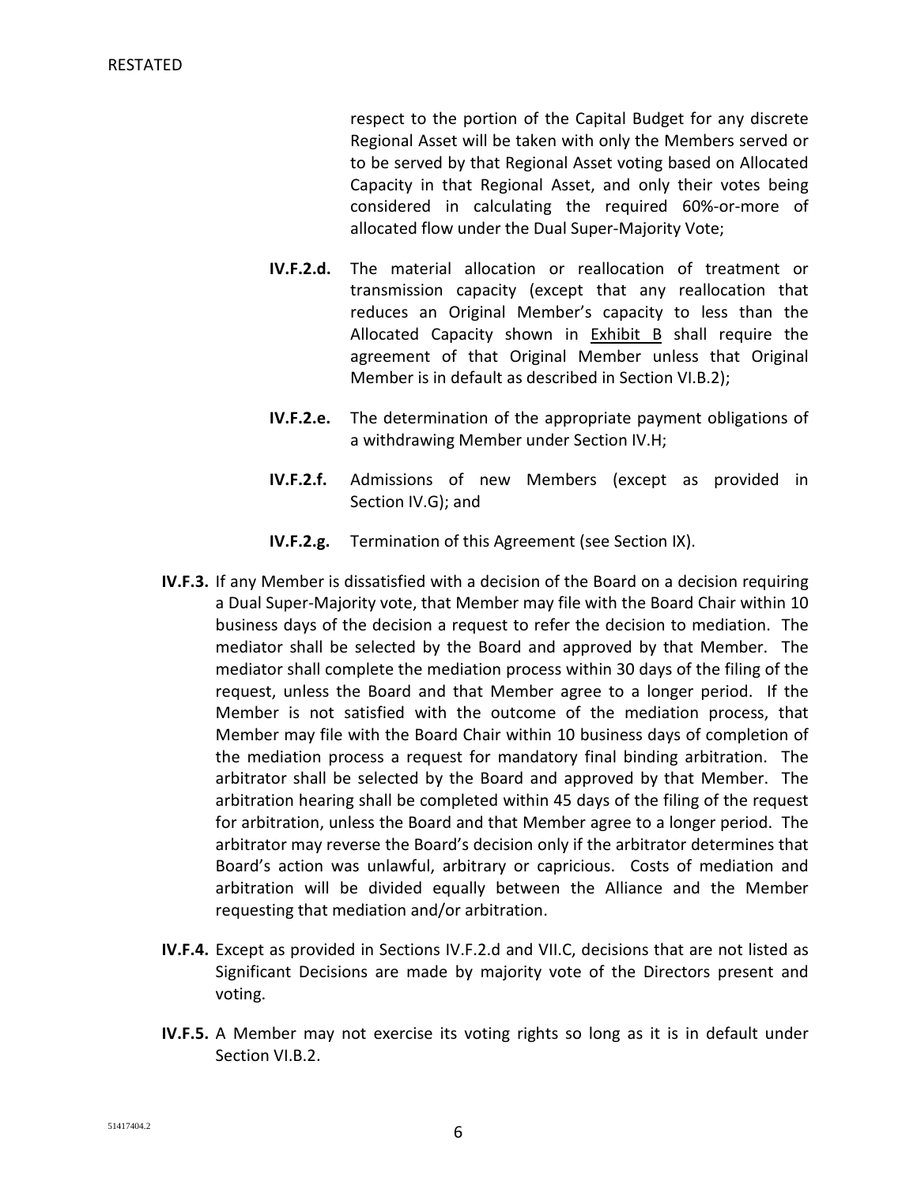respect to the portion of the Capital Budget for any discrete Regional Asset will be taken with only the Members served or to be served by that Regional Asset voting based on Allocated Capacity in that Regional Asset, and only their votes being considered in calculating the required 60%-or-more of allocated flow under the Dual Super-Majority Vote;

**IV.F.2.d.** The material allocation or reallocation of treatment or transmission capacity (except that any reallocation that reduces an Original Member's capacity to less than the Allocated Capacity shown in Exhibit B shall require the agreement of that Original Member unless that Original Member is in default as described in Section VI.B.2);

**IV.F.2.e.** The determination of the appropriate payment obligations of a withdrawing Member under Section IV.H;

**IV.F.2.f.** Admissions of new Members (except as provided in Section IV.G); and

**IV.F.2.g.** Termination of this Agreement (see Section IX).

**IV.F.3.** If any Member is dissatisfied with a decision of the Board on a decision requiring a Dual Super-Majority vote, that Member may file with the Board Chair within 10 business days of the decision a request to refer the decision to mediation. The mediator shall be selected by the Board and approved by that Member. The mediator shall complete the mediation process within 30 days of the filing of the request, unless the Board and that Member agree to a longer period. If the Member is not satisfied with the outcome of the mediation process, that Member may file with the Board Chair within 10 business days of completion of the mediation process a request for mandatory final binding arbitration. The arbitrator shall be selected by the Board and approved by that Member. The arbitration hearing shall be completed within 45 days of the filing of the request for arbitration, unless the Board and that Member agree to a longer period. The arbitrator may reverse the Board's decision only if the arbitrator determines that Board's action was unlawful, arbitrary or capricious. Costs of mediation and arbitration will be divided equally between the Alliance and the Member requesting that mediation and/or arbitration.

**IV.F.4.** Except as provided in Sections IV.F.2.d and VII.C, decisions that are not listed as Significant Decisions are made by majority vote of the Directors present and voting.

**IV.F.5.** A Member may not exercise its voting rights so long as it is in default under Section VI.B.2.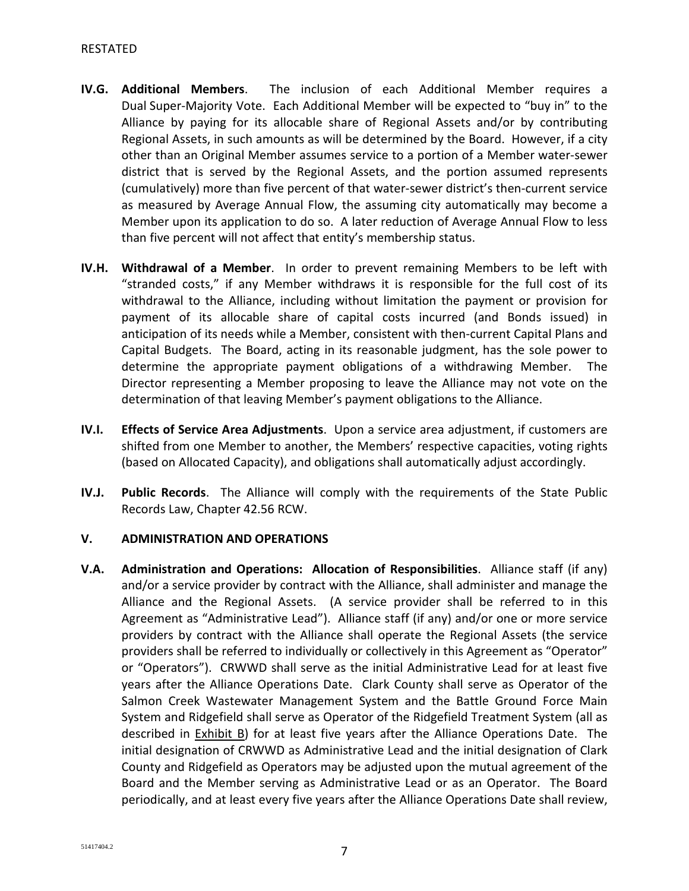**IV.G. Additional Members**. The inclusion of each Additional Member requires a Dual Super-Majority Vote. Each Additional Member will be expected to "buy in" to the Alliance by paying for its allocable share of Regional Assets and/or by contributing Regional Assets, in such amounts as will be determined by the Board. However, if a city other than an Original Member assumes service to a portion of a Member water-sewer district that is served by the Regional Assets, and the portion assumed represents (cumulatively) more than five percent of that water-sewer district's then-current service as measured by Average Annual Flow, the assuming city automatically may become a Member upon its application to do so. A later reduction of Average Annual Flow to less than five percent will not affect that entity's membership status.

**IV.H. Withdrawal of a Member**. In order to prevent remaining Members to be left with "stranded costs," if any Member withdraws it is responsible for the full cost of its withdrawal to the Alliance, including without limitation the payment or provision for payment of its allocable share of capital costs incurred (and Bonds issued) in anticipation of its needs while a Member, consistent with then-current Capital Plans and Capital Budgets. The Board, acting in its reasonable judgment, has the sole power to determine the appropriate payment obligations of a withdrawing Member. The Director representing a Member proposing to leave the Alliance may not vote on the determination of that leaving Member's payment obligations to the Alliance.

**IV.I. Effects of Service Area Adjustments**. Upon a service area adjustment, if customers are shifted from one Member to another, the Members' respective capacities, voting rights (based on Allocated Capacity), and obligations shall automatically adjust accordingly.

**IV.J. Public Records**. The Alliance will comply with the requirements of the State Public Records Law, Chapter 42.56 RCW.

## V. ADMINISTRATION AND OPERATIONS

**V.A. Administration and Operations: Allocation of Responsibilities**. Alliance staff (if any) and/or a service provider by contract with the Alliance, shall administer and manage the Alliance and the Regional Assets. (A service provider shall be referred to in this Agreement as "Administrative Lead"). Alliance staff (if any) and/or one or more service providers by contract with the Alliance shall operate the Regional Assets (the service providers shall be referred to individually or collectively in this Agreement as "Operator" or "Operators"). CRWWD shall serve as the initial Administrative Lead for at least five years after the Alliance Operations Date. Clark County shall serve as Operator of the Salmon Creek Wastewater Management System and the Battle Ground Force Main System and Ridgefield shall serve as Operator of the Ridgefield Treatment System (all as described in Exhibit B) for at least five years after the Alliance Operations Date. The initial designation of CRWWD as Administrative Lead and the initial designation of Clark County and Ridgefield as Operators may be adjusted upon the mutual agreement of the Board and the Member serving as Administrative Lead or as an Operator. The Board periodically, and at least every five years after the Alliance Operations Date shall review,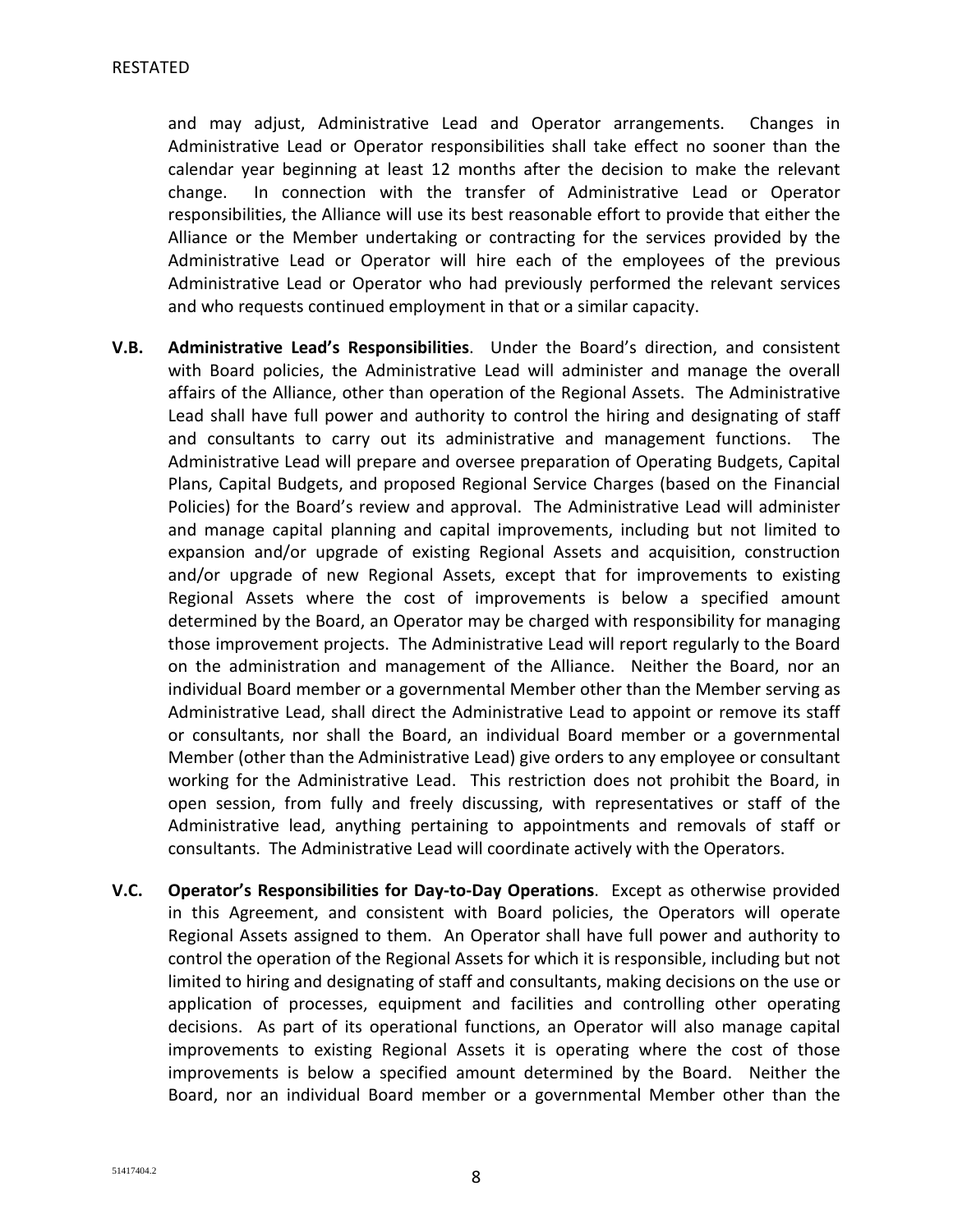and may adjust, Administrative Lead and Operator arrangements. Changes in Administrative Lead or Operator responsibilities shall take effect no sooner than the calendar year beginning at least 12 months after the decision to make the relevant change. In connection with the transfer of Administrative Lead or Operator responsibilities, the Alliance will use its best reasonable effort to provide that either the Alliance or the Member undertaking or contracting for the services provided by the Administrative Lead or Operator will hire each of the employees of the previous Administrative Lead or Operator who had previously performed the relevant services and who requests continued employment in that or a similar capacity.

**V.B. Administrative Lead's Responsibilities**. Under the Board's direction, and consistent with Board policies, the Administrative Lead will administer and manage the overall affairs of the Alliance, other than operation of the Regional Assets. The Administrative Lead shall have full power and authority to control the hiring and designating of staff and consultants to carry out its administrative and management functions. The Administrative Lead will prepare and oversee preparation of Operating Budgets, Capital Plans, Capital Budgets, and proposed Regional Service Charges (based on the Financial Policies) for the Board's review and approval. The Administrative Lead will administer and manage capital planning and capital improvements, including but not limited to expansion and/or upgrade of existing Regional Assets and acquisition, construction and/or upgrade of new Regional Assets, except that for improvements to existing Regional Assets where the cost of improvements is below a specified amount determined by the Board, an Operator may be charged with responsibility for managing those improvement projects. The Administrative Lead will report regularly to the Board on the administration and management of the Alliance. Neither the Board, nor an individual Board member or a governmental Member other than the Member serving as Administrative Lead, shall direct the Administrative Lead to appoint or remove its staff or consultants, nor shall the Board, an individual Board member or a governmental Member (other than the Administrative Lead) give orders to any employee or consultant working for the Administrative Lead. This restriction does not prohibit the Board, in open session, from fully and freely discussing, with representatives or staff of the Administrative lead, anything pertaining to appointments and removals of staff or consultants. The Administrative Lead will coordinate actively with the Operators.

**V.C. Operator's Responsibilities for Day-to-Day Operations**. Except as otherwise provided in this Agreement, and consistent with Board policies, the Operators will operate Regional Assets assigned to them. An Operator shall have full power and authority to control the operation of the Regional Assets for which it is responsible, including but not limited to hiring and designating of staff and consultants, making decisions on the use or application of processes, equipment and facilities and controlling other operating decisions. As part of its operational functions, an Operator will also manage capital improvements to existing Regional Assets it is operating where the cost of those improvements is below a specified amount determined by the Board. Neither the Board, nor an individual Board member or a governmental Member other than the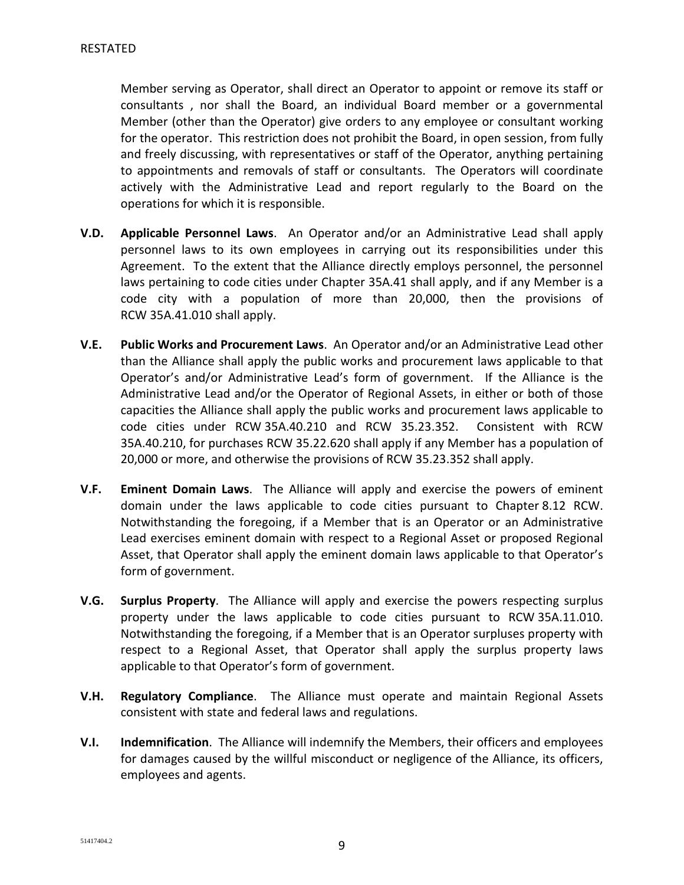Member serving as Operator, shall direct an Operator to appoint or remove its staff or consultants , nor shall the Board, an individual Board member or a governmental Member (other than the Operator) give orders to any employee or consultant working for the operator. This restriction does not prohibit the Board, in open session, from fully and freely discussing, with representatives or staff of the Operator, anything pertaining to appointments and removals of staff or consultants. The Operators will coordinate actively with the Administrative Lead and report regularly to the Board on the operations for which it is responsible.

**V.D. Applicable Personnel Laws**. An Operator and/or an Administrative Lead shall apply personnel laws to its own employees in carrying out its responsibilities under this Agreement. To the extent that the Alliance directly employs personnel, the personnel laws pertaining to code cities under Chapter 35A.41 shall apply, and if any Member is a code city with a population of more than 20,000, then the provisions of RCW 35A.41.010 shall apply.

**V.E. Public Works and Procurement Laws**. An Operator and/or an Administrative Lead other than the Alliance shall apply the public works and procurement laws applicable to that Operator's and/or Administrative Lead's form of government. If the Alliance is the Administrative Lead and/or the Operator of Regional Assets, in either or both of those capacities the Alliance shall apply the public works and procurement laws applicable to code cities under RCW 35A.40.210 and RCW 35.23.352. Consistent with RCW 35A.40.210, for purchases RCW 35.22.620 shall apply if any Member has a population of 20,000 or more, and otherwise the provisions of RCW 35.23.352 shall apply.

**V.F. Eminent Domain Laws**. The Alliance will apply and exercise the powers of eminent domain under the laws applicable to code cities pursuant to Chapter 8.12 RCW. Notwithstanding the foregoing, if a Member that is an Operator or an Administrative Lead exercises eminent domain with respect to a Regional Asset or proposed Regional Asset, that Operator shall apply the eminent domain laws applicable to that Operator's form of government.

**V.G. Surplus Property**. The Alliance will apply and exercise the powers respecting surplus property under the laws applicable to code cities pursuant to RCW 35A.11.010. Notwithstanding the foregoing, if a Member that is an Operator surpluses property with respect to a Regional Asset, that Operator shall apply the surplus property laws applicable to that Operator's form of government.

**V.H. Regulatory Compliance**. The Alliance must operate and maintain Regional Assets consistent with state and federal laws and regulations.

**V.I. Indemnification**. The Alliance will indemnify the Members, their officers and employees for damages caused by the willful misconduct or negligence of the Alliance, its officers, employees and agents.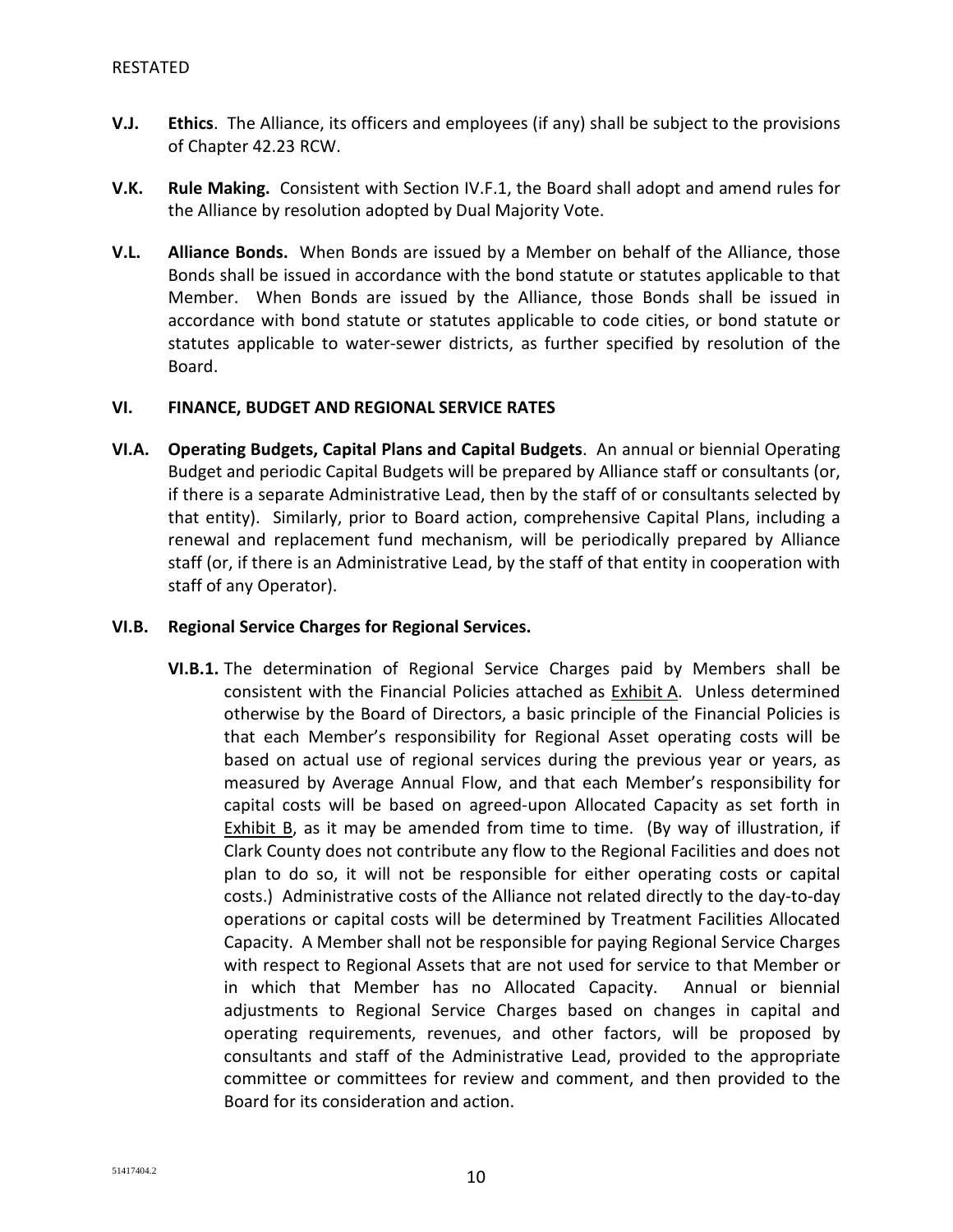**V.J. Ethics**. The Alliance, its officers and employees (if any) shall be subject to the provisions of Chapter 42.23 RCW.

**V.K. Rule Making.** Consistent with Section IV.F.1, the Board shall adopt and amend rules for the Alliance by resolution adopted by Dual Majority Vote.

**V.L. Alliance Bonds.** When Bonds are issued by a Member on behalf of the Alliance, those Bonds shall be issued in accordance with the bond statute or statutes applicable to that Member. When Bonds are issued by the Alliance, those Bonds shall be issued in accordance with bond statute or statutes applicable to code cities, or bond statute or statutes applicable to water-sewer districts, as further specified by resolution of the Board.

## VI. FINANCE, BUDGET AND REGIONAL SERVICE RATES

**VI.A. Operating Budgets, Capital Plans and Capital Budgets**. An annual or biennial Operating Budget and periodic Capital Budgets will be prepared by Alliance staff or consultants (or, if there is a separate Administrative Lead, then by the staff of or consultants selected by that entity). Similarly, prior to Board action, comprehensive Capital Plans, including a renewal and replacement fund mechanism, will be periodically prepared by Alliance staff (or, if there is an Administrative Lead, by the staff of that entity in cooperation with staff of any Operator).

**VI.B. Regional Service Charges for Regional Services.**

**VI.B.1.** The determination of Regional Service Charges paid by Members shall be consistent with the Financial Policies attached as Exhibit A. Unless determined otherwise by the Board of Directors, a basic principle of the Financial Policies is that each Member's responsibility for Regional Asset operating costs will be based on actual use of regional services during the previous year or years, as measured by Average Annual Flow, and that each Member's responsibility for capital costs will be based on agreed-upon Allocated Capacity as set forth in Exhibit B, as it may be amended from time to time. (By way of illustration, if Clark County does not contribute any flow to the Regional Facilities and does not plan to do so, it will not be responsible for either operating costs or capital costs.) Administrative costs of the Alliance not related directly to the day-to-day operations or capital costs will be determined by Treatment Facilities Allocated Capacity. A Member shall not be responsible for paying Regional Service Charges with respect to Regional Assets that are not used for service to that Member or in which that Member has no Allocated Capacity. Annual or biennial adjustments to Regional Service Charges based on changes in capital and operating requirements, revenues, and other factors, will be proposed by consultants and staff of the Administrative Lead, provided to the appropriate committee or committees for review and comment, and then provided to the Board for its consideration and action.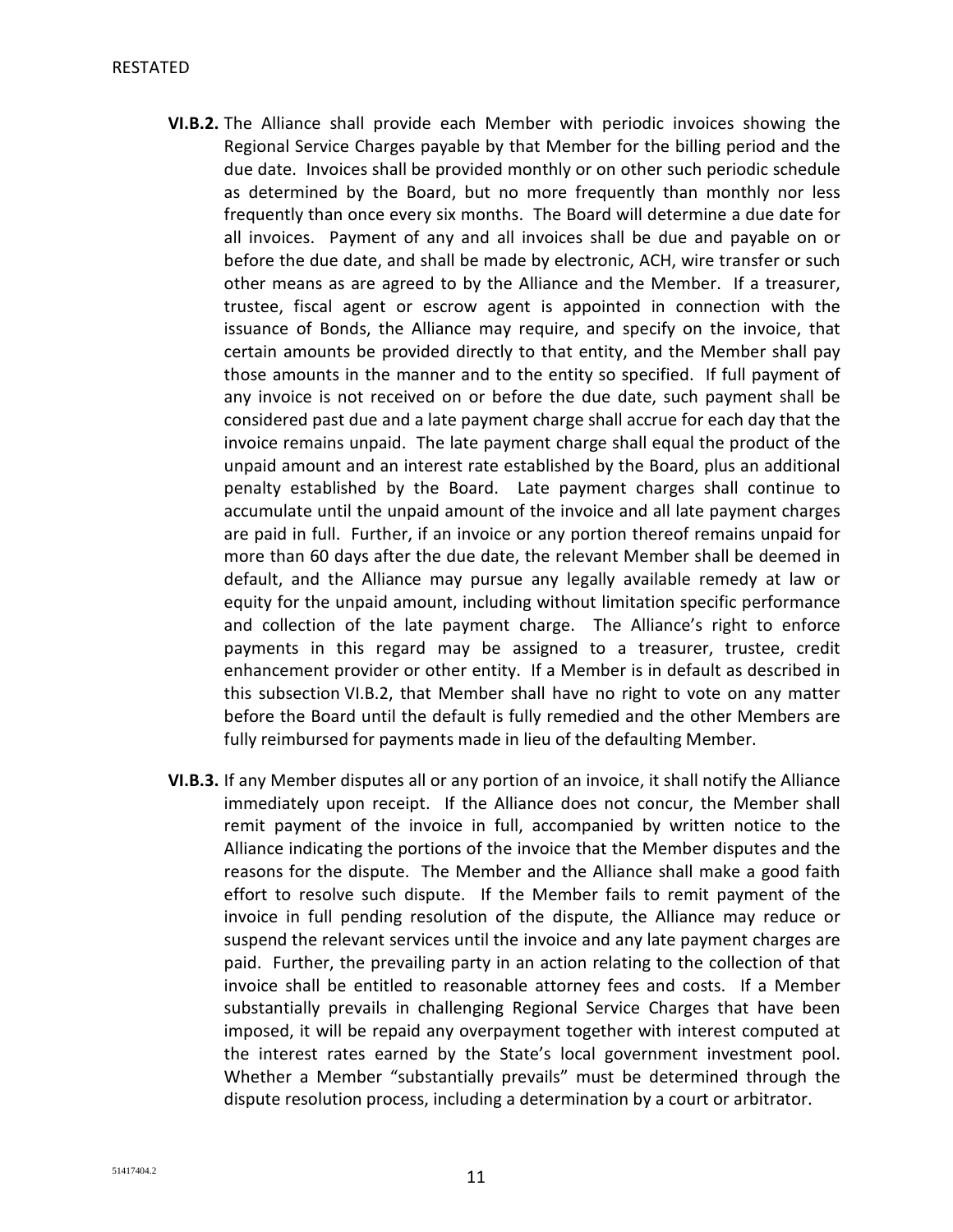**VI.B.2.** The Alliance shall provide each Member with periodic invoices showing the Regional Service Charges payable by that Member for the billing period and the due date. Invoices shall be provided monthly or on other such periodic schedule as determined by the Board, but no more frequently than monthly nor less frequently than once every six months. The Board will determine a due date for all invoices. Payment of any and all invoices shall be due and payable on or before the due date, and shall be made by electronic, ACH, wire transfer or such other means as are agreed to by the Alliance and the Member. If a treasurer, trustee, fiscal agent or escrow agent is appointed in connection with the issuance of Bonds, the Alliance may require, and specify on the invoice, that certain amounts be provided directly to that entity, and the Member shall pay those amounts in the manner and to the entity so specified. If full payment of any invoice is not received on or before the due date, such payment shall be considered past due and a late payment charge shall accrue for each day that the invoice remains unpaid. The late payment charge shall equal the product of the unpaid amount and an interest rate established by the Board, plus an additional penalty established by the Board. Late payment charges shall continue to accumulate until the unpaid amount of the invoice and all late payment charges are paid in full. Further, if an invoice or any portion thereof remains unpaid for more than 60 days after the due date, the relevant Member shall be deemed in default, and the Alliance may pursue any legally available remedy at law or equity for the unpaid amount, including without limitation specific performance and collection of the late payment charge. The Alliance's right to enforce payments in this regard may be assigned to a treasurer, trustee, credit enhancement provider or other entity. If a Member is in default as described in this subsection VI.B.2, that Member shall have no right to vote on any matter before the Board until the default is fully remedied and the other Members are fully reimbursed for payments made in lieu of the defaulting Member.

**VI.B.3.** If any Member disputes all or any portion of an invoice, it shall notify the Alliance immediately upon receipt. If the Alliance does not concur, the Member shall remit payment of the invoice in full, accompanied by written notice to the Alliance indicating the portions of the invoice that the Member disputes and the reasons for the dispute. The Member and the Alliance shall make a good faith effort to resolve such dispute. If the Member fails to remit payment of the invoice in full pending resolution of the dispute, the Alliance may reduce or suspend the relevant services until the invoice and any late payment charges are paid. Further, the prevailing party in an action relating to the collection of that invoice shall be entitled to reasonable attorney fees and costs. If a Member substantially prevails in challenging Regional Service Charges that have been imposed, it will be repaid any overpayment together with interest computed at the interest rates earned by the State's local government investment pool. Whether a Member "substantially prevails" must be determined through the dispute resolution process, including a determination by a court or arbitrator.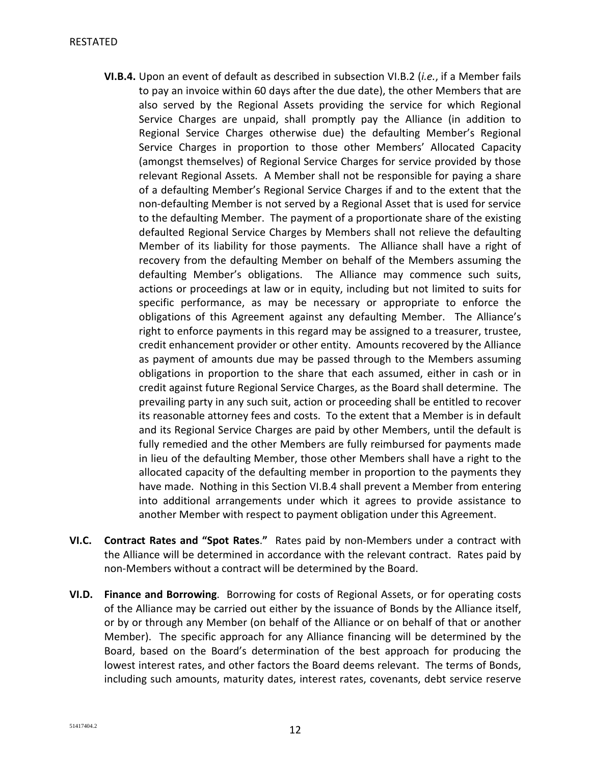RESTATED

**VI.B.4.** Upon an event of default as described in subsection VI.B.2 (*i.e.*, if a Member fails to pay an invoice within 60 days after the due date), the other Members that are also served by the Regional Assets providing the service for which Regional Service Charges are unpaid, shall promptly pay the Alliance (in addition to Regional Service Charges otherwise due) the defaulting Member's Regional Service Charges in proportion to those other Members' Allocated Capacity (amongst themselves) of Regional Service Charges for service provided by those relevant Regional Assets. A Member shall not be responsible for paying a share of a defaulting Member's Regional Service Charges if and to the extent that the non-defaulting Member is not served by a Regional Asset that is used for service to the defaulting Member. The payment of a proportionate share of the existing defaulted Regional Service Charges by Members shall not relieve the defaulting Member of its liability for those payments. The Alliance shall have a right of recovery from the defaulting Member on behalf of the Members assuming the defaulting Member's obligations. The Alliance may commence such suits, actions or proceedings at law or in equity, including but not limited to suits for specific performance, as may be necessary or appropriate to enforce the obligations of this Agreement against any defaulting Member. The Alliance's right to enforce payments in this regard may be assigned to a treasurer, trustee, credit enhancement provider or other entity. Amounts recovered by the Alliance as payment of amounts due may be passed through to the Members assuming obligations in proportion to the share that each assumed, either in cash or in credit against future Regional Service Charges, as the Board shall determine. The prevailing party in any such suit, action or proceeding shall be entitled to recover its reasonable attorney fees and costs. To the extent that a Member is in default and its Regional Service Charges are paid by other Members, until the default is fully remedied and the other Members are fully reimbursed for payments made in lieu of the defaulting Member, those other Members shall have a right to the allocated capacity of the defaulting member in proportion to the payments they have made. Nothing in this Section VI.B.4 shall prevent a Member from entering into additional arrangements under which it agrees to provide assistance to another Member with respect to payment obligation under this Agreement.

**VI.C. Contract Rates and "Spot Rates."** Rates paid by non-Members under a contract with the Alliance will be determined in accordance with the relevant contract. Rates paid by non-Members without a contract will be determined by the Board.

**VI.D. Finance and Borrowing**. Borrowing for costs of Regional Assets, or for operating costs of the Alliance may be carried out either by the issuance of Bonds by the Alliance itself, or by or through any Member (on behalf of the Alliance or on behalf of that or another Member). The specific approach for any Alliance financing will be determined by the Board, based on the Board's determination of the best approach for producing the lowest interest rates, and other factors the Board deems relevant. The terms of Bonds, including such amounts, maturity dates, interest rates, covenants, debt service reserve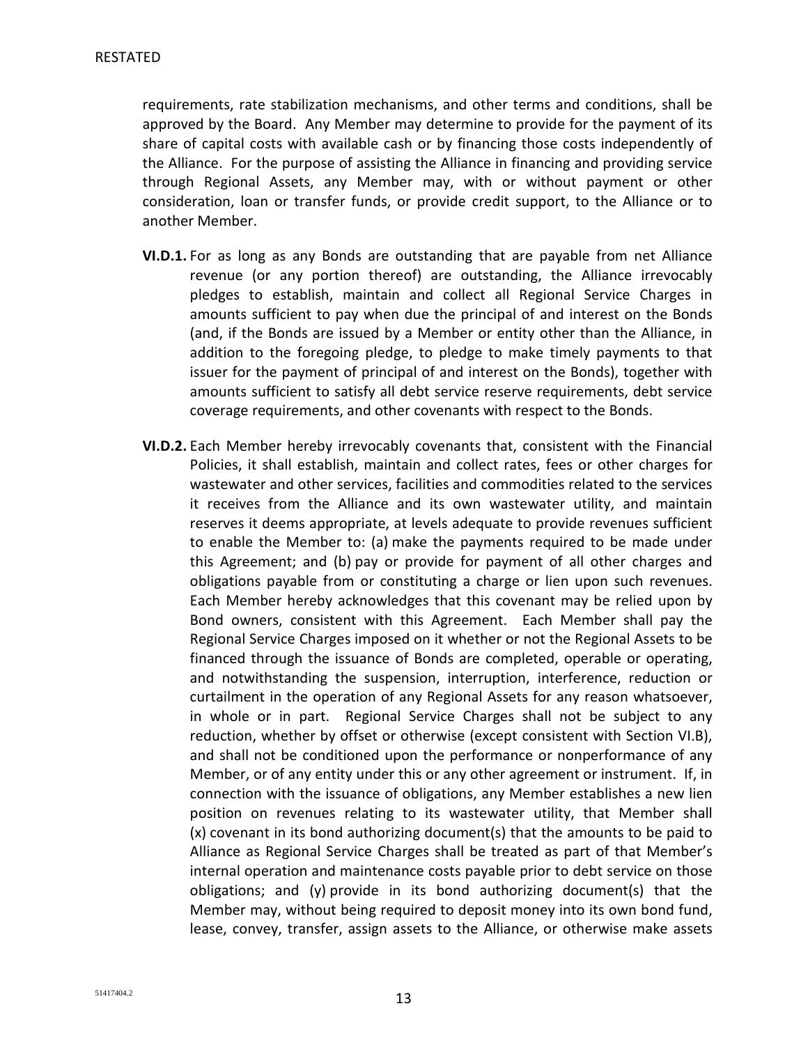requirements, rate stabilization mechanisms, and other terms and conditions, shall be approved by the Board. Any Member may determine to provide for the payment of its share of capital costs with available cash or by financing those costs independently of the Alliance. For the purpose of assisting the Alliance in financing and providing service through Regional Assets, any Member may, with or without payment or other consideration, loan or transfer funds, or provide credit support, to the Alliance or to another Member.

**VI.D.1.** For as long as any Bonds are outstanding that are payable from net Alliance revenue (or any portion thereof) are outstanding, the Alliance irrevocably pledges to establish, maintain and collect all Regional Service Charges in amounts sufficient to pay when due the principal of and interest on the Bonds (and, if the Bonds are issued by a Member or entity other than the Alliance, in addition to the foregoing pledge, to pledge to make timely payments to that issuer for the payment of principal of and interest on the Bonds), together with amounts sufficient to satisfy all debt service reserve requirements, debt service coverage requirements, and other covenants with respect to the Bonds.

**VI.D.2.** Each Member hereby irrevocably covenants that, consistent with the Financial Policies, it shall establish, maintain and collect rates, fees or other charges for wastewater and other services, facilities and commodities related to the services it receives from the Alliance and its own wastewater utility, and maintain reserves it deems appropriate, at levels adequate to provide revenues sufficient to enable the Member to: (a) make the payments required to be made under this Agreement; and (b) pay or provide for payment of all other charges and obligations payable from or constituting a charge or lien upon such revenues. Each Member hereby acknowledges that this covenant may be relied upon by Bond owners, consistent with this Agreement. Each Member shall pay the Regional Service Charges imposed on it whether or not the Regional Assets to be financed through the issuance of Bonds are completed, operable or operating, and notwithstanding the suspension, interruption, interference, reduction or curtailment in the operation of any Regional Assets for any reason whatsoever, in whole or in part. Regional Service Charges shall not be subject to any reduction, whether by offset or otherwise (except consistent with Section VI.B), and shall not be conditioned upon the performance or nonperformance of any Member, or of any entity under this or any other agreement or instrument. If, in connection with the issuance of obligations, any Member establishes a new lien position on revenues relating to its wastewater utility, that Member shall (x) covenant in its bond authorizing document(s) that the amounts to be paid to Alliance as Regional Service Charges shall be treated as part of that Member's internal operation and maintenance costs payable prior to debt service on those obligations; and (y) provide in its bond authorizing document(s) that the Member may, without being required to deposit money into its own bond fund, lease, convey, transfer, assign assets to the Alliance, or otherwise make assets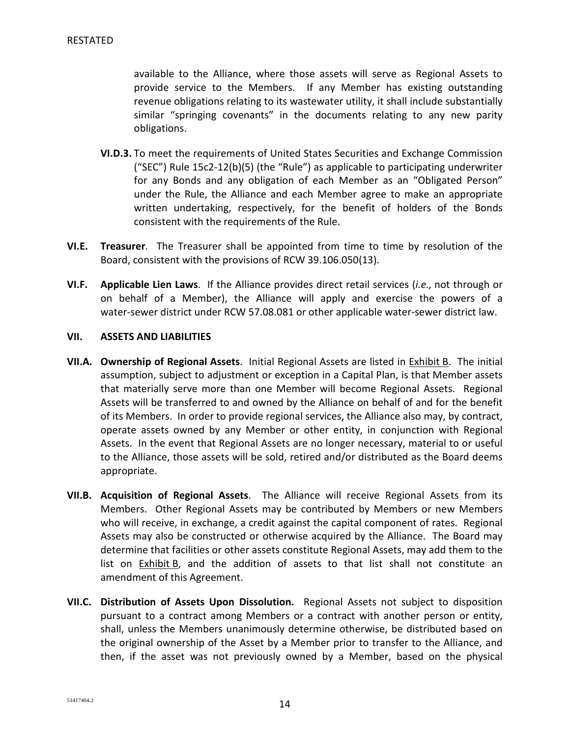available to the Alliance, where those assets will serve as Regional Assets to provide service to the Members. If any Member has existing outstanding revenue obligations relating to its wastewater utility, it shall include substantially similar "springing covenants" in the documents relating to any new parity obligations.

**VI.D.3.** To meet the requirements of United States Securities and Exchange Commission ("SEC") Rule 15c2-12(b)(5) (the "Rule") as applicable to participating underwriter for any Bonds and any obligation of each Member as an "Obligated Person" under the Rule, the Alliance and each Member agree to make an appropriate written undertaking, respectively, for the benefit of holders of the Bonds consistent with the requirements of the Rule.

**VI.E. Treasurer**. The Treasurer shall be appointed from time to time by resolution of the Board, consistent with the provisions of RCW 39.106.050(13).

**VI.F. Applicable Lien Laws**. If the Alliance provides direct retail services (*i.e.,* not through or on behalf of a Member), the Alliance will apply and exercise the powers of a water-sewer district under RCW 57.08.081 or other applicable water-sewer district law.

## VII. ASSETS AND LIABILITIES

**VII.A. Ownership of Regional Assets**. Initial Regional Assets are listed in Exhibit B. The initial assumption, subject to adjustment or exception in a Capital Plan, is that Member assets that materially serve more than one Member will become Regional Assets. Regional Assets will be transferred to and owned by the Alliance on behalf of and for the benefit of its Members. In order to provide regional services, the Alliance also may, by contract, operate assets owned by any Member or other entity, in conjunction with Regional Assets. In the event that Regional Assets are no longer necessary, material to or useful to the Alliance, those assets will be sold, retired and/or distributed as the Board deems appropriate.

**VII.B. Acquisition of Regional Assets**. The Alliance will receive Regional Assets from its Members. Other Regional Assets may be contributed by Members or new Members who will receive, in exchange, a credit against the capital component of rates. Regional Assets may also be constructed or otherwise acquired by the Alliance. The Board may determine that facilities or other assets constitute Regional Assets, may add them to the list on Exhibit B, and the addition of assets to that list shall not constitute an amendment of this Agreement.

**VII.C. Distribution of Assets Upon Dissolution.** Regional Assets not subject to disposition pursuant to a contract among Members or a contract with another person or entity, shall, unless the Members unanimously determine otherwise, be distributed based on the original ownership of the Asset by a Member prior to transfer to the Alliance, and then, if the asset was not previously owned by a Member, based on the physical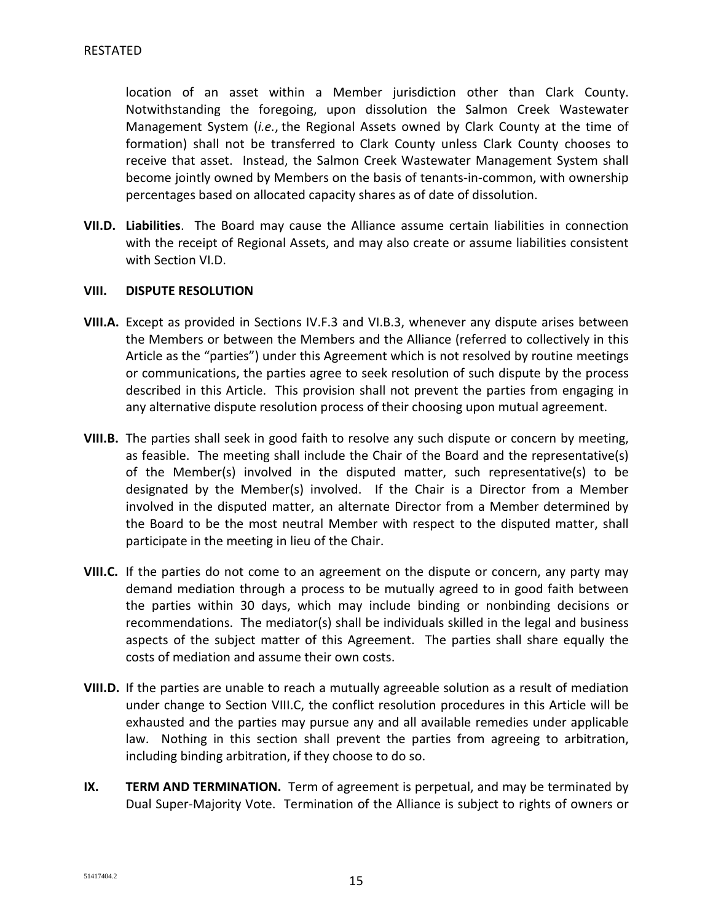location of an asset within a Member jurisdiction other than Clark County. Notwithstanding the foregoing, upon dissolution the Salmon Creek Wastewater Management System (*i.e.*, the Regional Assets owned by Clark County at the time of formation) shall not be transferred to Clark County unless Clark County chooses to receive that asset. Instead, the Salmon Creek Wastewater Management System shall become jointly owned by Members on the basis of tenants-in-common, with ownership percentages based on allocated capacity shares as of date of dissolution.

**VII.D. Liabilities**. The Board may cause the Alliance assume certain liabilities in connection with the receipt of Regional Assets, and may also create or assume liabilities consistent with Section VI.D.

## VIII. DISPUTE RESOLUTION

**VIII.A.** Except as provided in Sections IV.F.3 and VI.B.3, whenever any dispute arises between the Members or between the Members and the Alliance (referred to collectively in this Article as the "parties") under this Agreement which is not resolved by routine meetings or communications, the parties agree to seek resolution of such dispute by the process described in this Article. This provision shall not prevent the parties from engaging in any alternative dispute resolution process of their choosing upon mutual agreement.

**VIII.B.** The parties shall seek in good faith to resolve any such dispute or concern by meeting, as feasible. The meeting shall include the Chair of the Board and the representative(s) of the Member(s) involved in the disputed matter, such representative(s) to be designated by the Member(s) involved. If the Chair is a Director from a Member involved in the disputed matter, an alternate Director from a Member determined by the Board to be the most neutral Member with respect to the disputed matter, shall participate in the meeting in lieu of the Chair.

**VIII.C.** If the parties do not come to an agreement on the dispute or concern, any party may demand mediation through a process to be mutually agreed to in good faith between the parties within 30 days, which may include binding or nonbinding decisions or recommendations. The mediator(s) shall be individuals skilled in the legal and business aspects of the subject matter of this Agreement. The parties shall share equally the costs of mediation and assume their own costs.

**VIII.D.** If the parties are unable to reach a mutually agreeable solution as a result of mediation under change to Section VIII.C, the conflict resolution procedures in this Article will be exhausted and the parties may pursue any and all available remedies under applicable law. Nothing in this section shall prevent the parties from agreeing to arbitration, including binding arbitration, if they choose to do so.

**IX. TERM AND TERMINATION.** Term of agreement is perpetual, and may be terminated by Dual Super-Majority Vote. Termination of the Alliance is subject to rights of owners or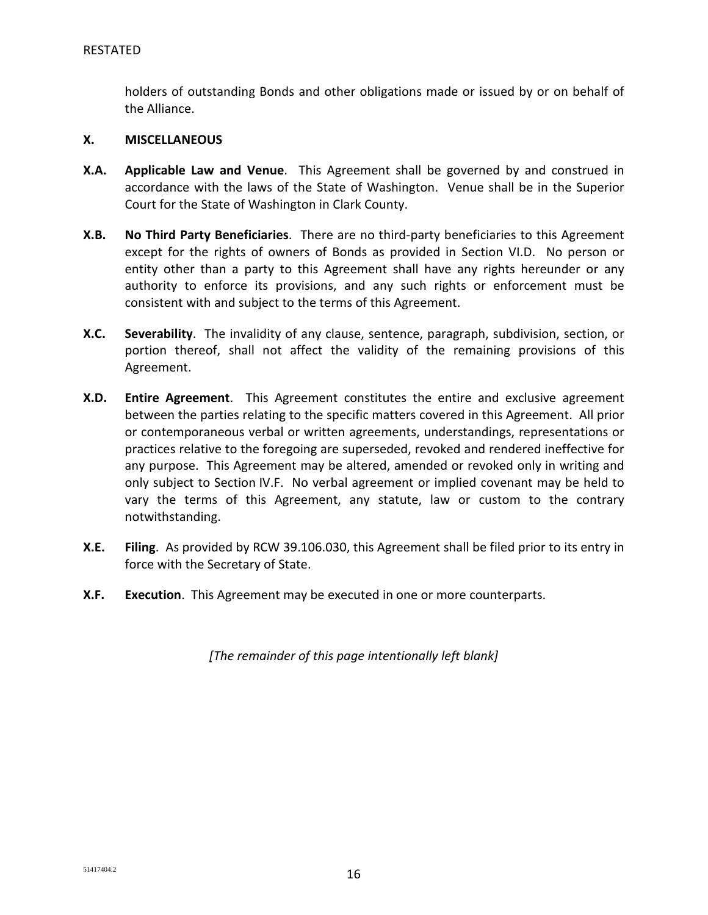holders of outstanding Bonds and other obligations made or issued by or on behalf of the Alliance.

## X. MISCELLANEOUS

**X.A. Applicable Law and Venue**. This Agreement shall be governed by and construed in accordance with the laws of the State of Washington. Venue shall be in the Superior Court for the State of Washington in Clark County.

**X.B. No Third Party Beneficiaries**. There are no third-party beneficiaries to this Agreement except for the rights of owners of Bonds as provided in Section VI.D. No person or entity other than a party to this Agreement shall have any rights hereunder or any authority to enforce its provisions, and any such rights or enforcement must be consistent with and subject to the terms of this Agreement.

**X.C. Severability**. The invalidity of any clause, sentence, paragraph, subdivision, section, or portion thereof, shall not affect the validity of the remaining provisions of this Agreement.

**X.D. Entire Agreement**. This Agreement constitutes the entire and exclusive agreement between the parties relating to the specific matters covered in this Agreement. All prior or contemporaneous verbal or written agreements, understandings, representations or practices relative to the foregoing are superseded, revoked and rendered ineffective for any purpose. This Agreement may be altered, amended or revoked only in writing and only subject to Section IV.F. No verbal agreement or implied covenant may be held to vary the terms of this Agreement, any statute, law or custom to the contrary notwithstanding.

**X.E. Filing**. As provided by RCW 39.106.030, this Agreement shall be filed prior to its entry in force with the Secretary of State.

**X.F. Execution**. This Agreement may be executed in one or more counterparts.

*[The remainder of this page intentionally left blank]*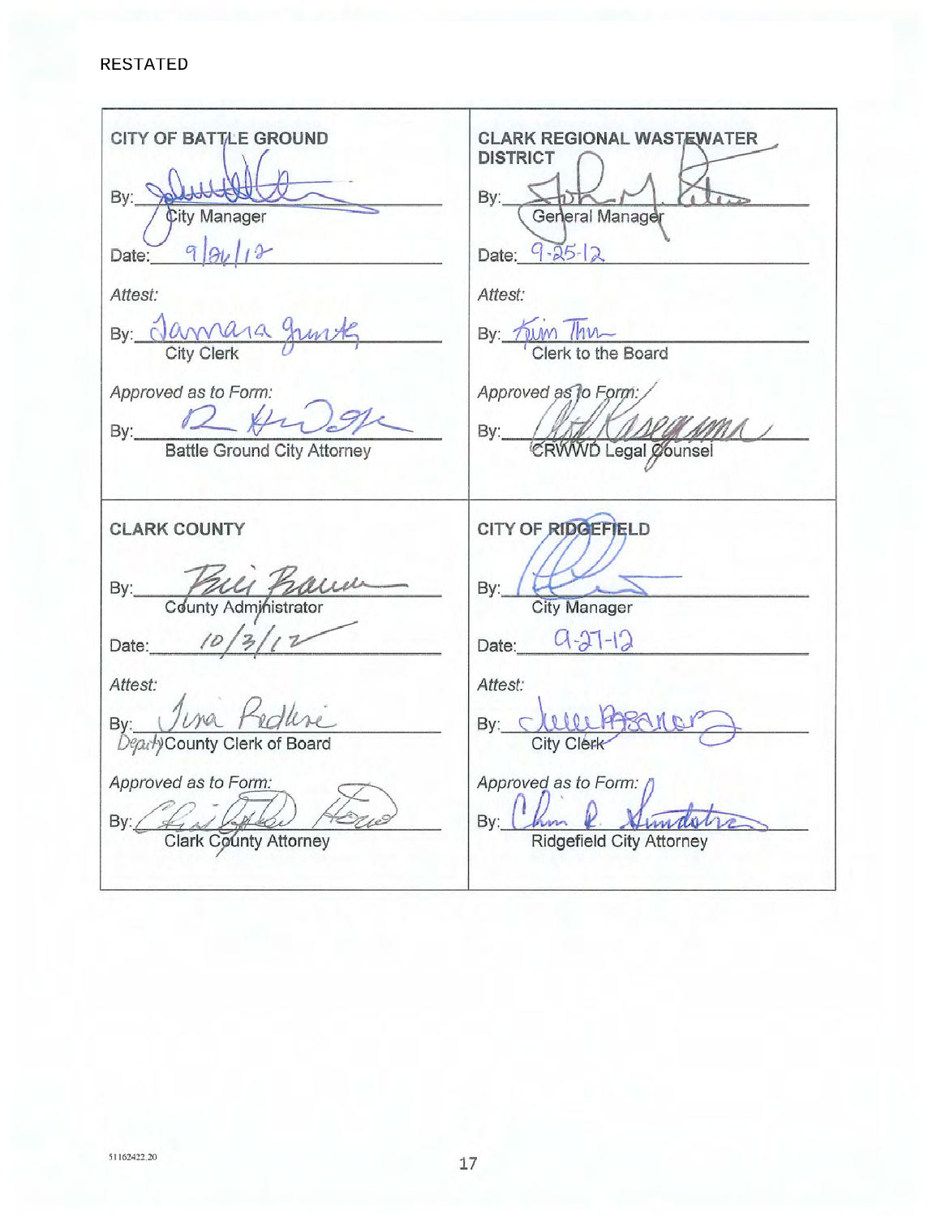RESTATED

| CITY OF BATTLE GROUND | CLARK REGIONAL WASTEWATER DISTRICT |
| --- | --- |
| By: ____________ City Manager | By: ____________ General Manager |
| Date: 9/26/12 | Date: 9-25-12 |
| *Attest:* | *Attest:* |
| By: ____________ City Clerk | By: ____________ Clerk to the Board |
| *Approved as to Form:* | *Approved as to Form:* |
| By: ____________ Battle Ground City Attorney | By: ____________ CRWWD Legal Counsel |

| CLARK COUNTY | CITY OF RIDGEFIELD |
| --- | --- |
| By: ____________ County Administrator | By: ____________ City Manager |
| Date: 10/3/12 | Date: 9-27-12 |
| *Attest:* | *Attest:* |
| By: ____________ Deputy County Clerk of Board | By: ____________ City Clerk |
| *Approved as to Form:* | *Approved as to Form:* |
| By: ____________ Clark County Attorney | By: ____________ Ridgefield City Attorney |

51162422.20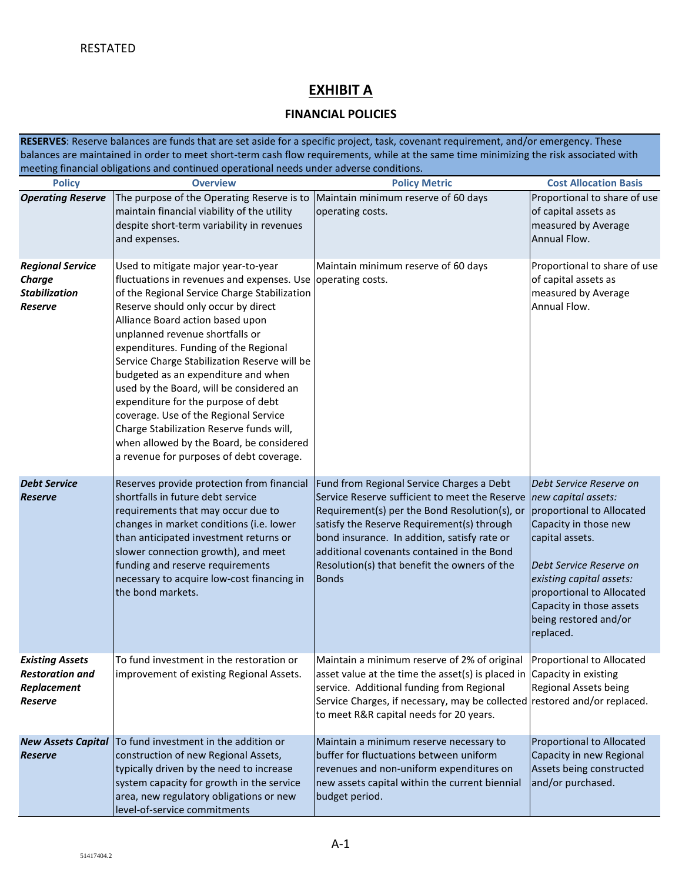RESTATED

# EXHIBIT A

## FINANCIAL POLICIES

**RESERVES**: Reserve balances are funds that are set aside for a specific project, task, covenant requirement, and/or emergency. These balances are maintained in order to meet short-term cash flow requirements, while at the same time minimizing the risk associated with meeting financial obligations and continued operational needs under adverse conditions.

| Policy | Overview | Policy Metric | Cost Allocation Basis |
|---|---|---|---|
| ***Operating Reserve*** | The purpose of the Operating Reserve is to maintain financial viability of the utility despite short-term variability in revenues and expenses. | Maintain minimum reserve of 60 days operating costs. | Proportional to share of use of capital assets as measured by Average Annual Flow. |
| ***Regional Service Charge Stabilization Reserve*** | Used to mitigate major year-to-year fluctuations in revenues and expenses. Use of the Regional Service Charge Stabilization Reserve should only occur by direct Alliance Board action based upon unplanned revenue shortfalls or expenditures. Funding of the Regional Service Charge Stabilization Reserve will be budgeted as an expenditure and when used by the Board, will be considered an expenditure for the purpose of debt coverage. Use of the Regional Service Charge Stabilization Reserve funds will, when allowed by the Board, be considered a revenue for purposes of debt coverage. | Maintain minimum reserve of 60 days operating costs. | Proportional to share of use of capital assets as measured by Average Annual Flow. |
| ***Debt Service Reserve*** | Reserves provide protection from financial shortfalls in future debt service requirements that may occur due to changes in market conditions (i.e. lower than anticipated investment returns or slower connection growth), and meet funding and reserve requirements necessary to acquire low-cost financing in the bond markets. | Fund from Regional Service Charges a Debt Service Reserve sufficient to meet the Reserve Requirement(s) per the Bond Resolution(s), or satisfy the Reserve Requirement(s) through bond insurance. In addition, satisfy rate or additional covenants contained in the Bond Resolution(s) that benefit the owners of the Bonds | *Debt Service Reserve on new capital assets:* proportional to Allocated Capacity in those new capital assets.<br><br>*Debt Service Reserve on existing capital assets:* proportional to Allocated Capacity in those assets being restored and/or replaced. |
| ***Existing Assets Restoration and Replacement Reserve*** | To fund investment in the restoration or improvement of existing Regional Assets. | Maintain a minimum reserve of 2% of original asset value at the time the asset(s) is placed in service. Additional funding from Regional Service Charges, if necessary, may be collected to meet R&R capital needs for 20 years. | Proportional to Allocated Capacity in existing Regional Assets being restored and/or replaced. |
| ***New Assets Capital Reserve*** | To fund investment in the addition or construction of new Regional Assets, typically driven by the need to increase system capacity for growth in the service area, new regulatory obligations or new level-of-service commitments | Maintain a minimum reserve necessary to buffer for fluctuations between uniform revenues and non-uniform expenditures on new assets capital within the current biennial budget period. | Proportional to Allocated Capacity in new Regional Assets being constructed and/or purchased. |

51417404.2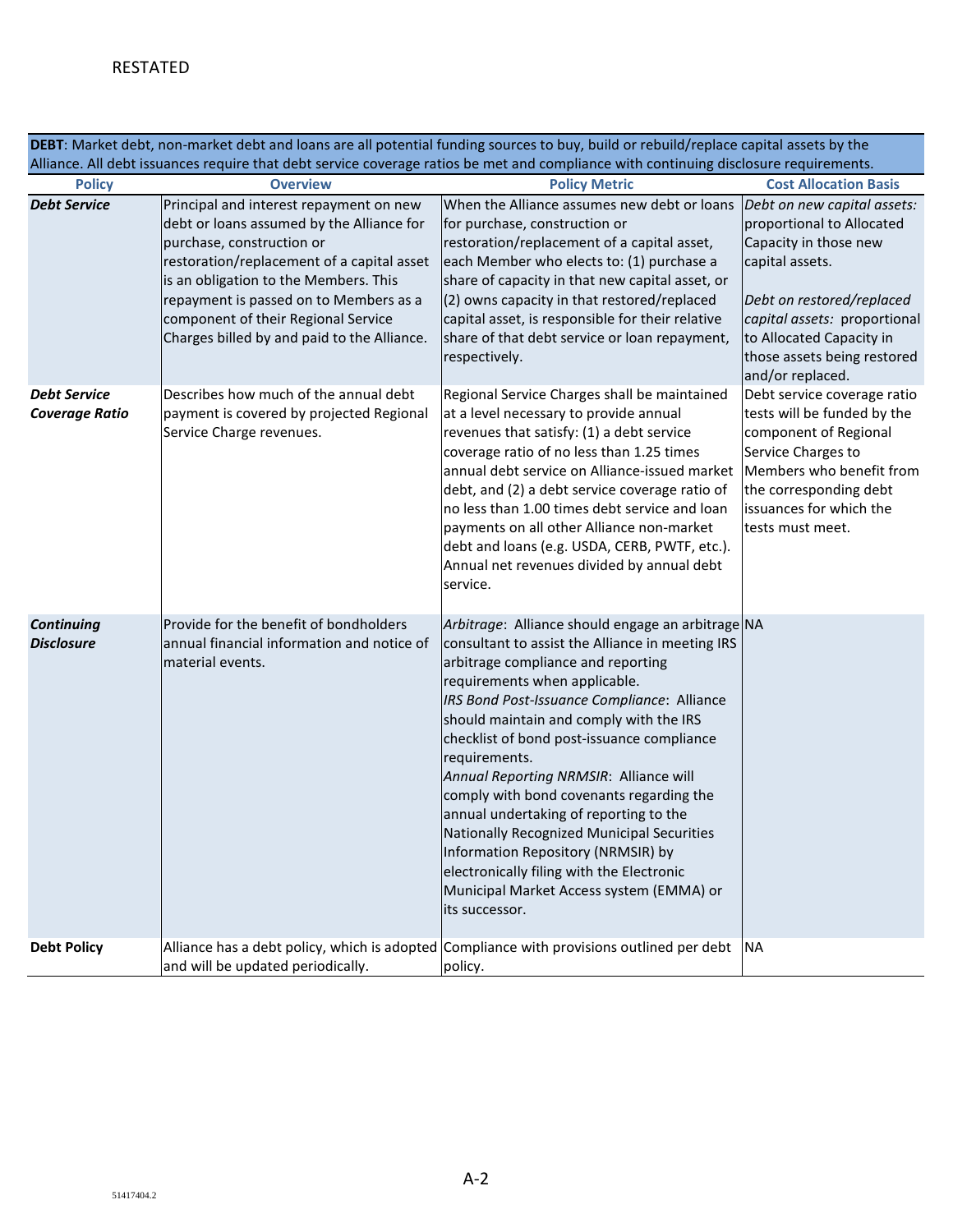RESTATED

| **DEBT**: Market debt, non-market debt and loans are all potential funding sources to buy, build or rebuild/replace capital assets by the Alliance. All debt issuances require that debt service coverage ratios be met and compliance with continuing disclosure requirements. | | | |
|---|---|---|---|
| **Policy** | **Overview** | **Policy Metric** | **Cost Allocation Basis** |
| ***Debt Service*** | Principal and interest repayment on new debt or loans assumed by the Alliance for purchase, construction or restoration/replacement of a capital asset is an obligation to the Members. This repayment is passed on to Members as a component of their Regional Service Charges billed by and paid to the Alliance. | When the Alliance assumes new debt or loans for purchase, construction or restoration/replacement of a capital asset, each Member who elects to: (1) purchase a share of capacity in that new capital asset, or (2) owns capacity in that restored/replaced capital asset, is responsible for their relative share of that debt service or loan repayment, respectively. | *Debt on new capital assets:* proportional to Allocated Capacity in those new capital assets.<br><br>*Debt on restored/replaced capital assets:* proportional to Allocated Capacity in those assets being restored and/or replaced. |
| ***Debt Service Coverage Ratio*** | Describes how much of the annual debt payment is covered by projected Regional Service Charge revenues. | Regional Service Charges shall be maintained at a level necessary to provide annual revenues that satisfy: (1) a debt service coverage ratio of no less than 1.25 times annual debt service on Alliance-issued market debt, and (2) a debt service coverage ratio of no less than 1.00 times debt service and loan payments on all other Alliance non-market debt and loans (e.g. USDA, CERB, PWTF, etc.). Annual net revenues divided by annual debt service. | Debt service coverage ratio tests will be funded by the component of Regional Service Charges to Members who benefit from the corresponding debt issuances for which the tests must meet. |
| ***Continuing Disclosure*** | Provide for the benefit of bondholders annual financial information and notice of material events. | *Arbitrage*: Alliance should engage an arbitrage consultant to assist the Alliance in meeting IRS arbitrage compliance and reporting requirements when applicable.<br>*IRS Bond Post-Issuance Compliance*: Alliance should maintain and comply with the IRS checklist of bond post-issuance compliance requirements.<br>*Annual Reporting NRMSIR*: Alliance will comply with bond covenants regarding the annual undertaking of reporting to the Nationally Recognized Municipal Securities Information Repository (NRMSIR) by electronically filing with the Electronic Municipal Market Access system (EMMA) or its successor. | NA |
| **Debt Policy** | Alliance has a debt policy, which is adopted and will be updated periodically. | Compliance with provisions outlined per debt policy. | NA |

A-2

51417404.2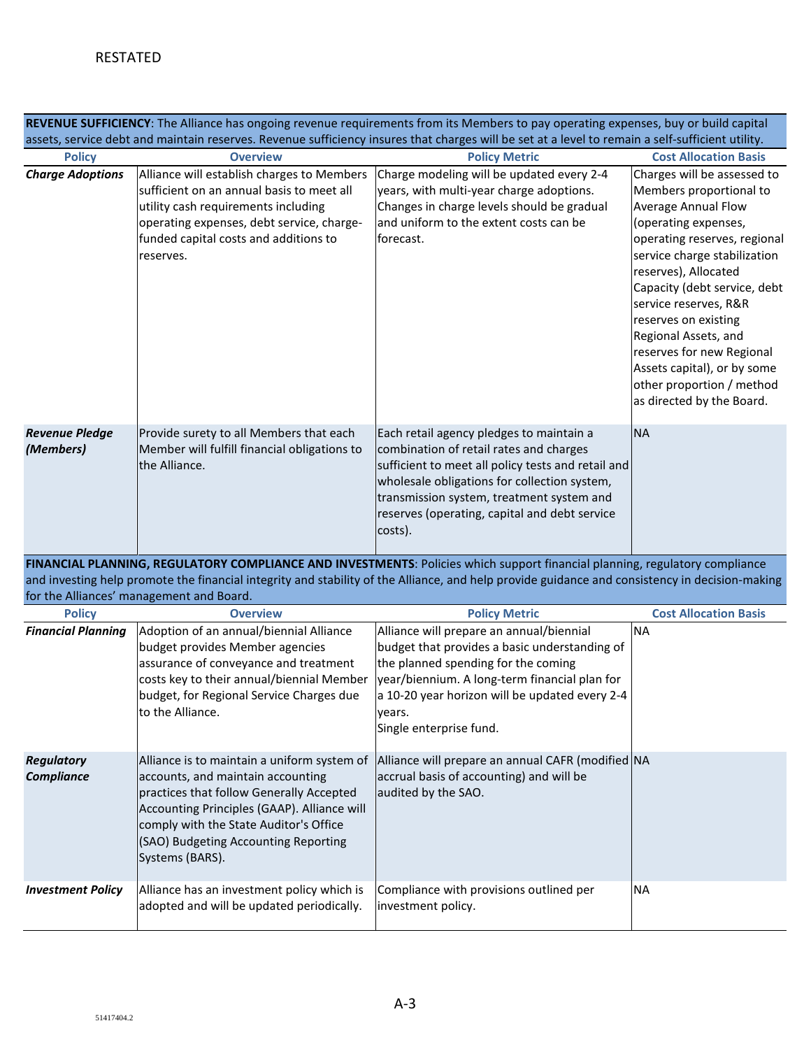RESTATED

| **REVENUE SUFFICIENCY**: The Alliance has ongoing revenue requirements from its Members to pay operating expenses, buy or build capital assets, service debt and maintain reserves. Revenue sufficiency insures that charges will be set at a level to remain a self-sufficient utility. | | | |
|---|---|---|---|
| **Policy** | **Overview** | **Policy Metric** | **Cost Allocation Basis** |
| ***Charge Adoptions*** | Alliance will establish charges to Members sufficient on an annual basis to meet all utility cash requirements including operating expenses, debt service, charge-funded capital costs and additions to reserves. | Charge modeling will be updated every 2-4 years, with multi-year charge adoptions. Changes in charge levels should be gradual and uniform to the extent costs can be forecast. | Charges will be assessed to Members proportional to Average Annual Flow (operating expenses, operating reserves, regional service charge stabilization reserves), Allocated Capacity (debt service, debt service reserves, R&R reserves on existing Regional Assets, and reserves for new Regional Assets capital), or by some other proportion / method as directed by the Board. |
| ***Revenue Pledge (Members)*** | Provide surety to all Members that each Member will fulfill financial obligations to the Alliance. | Each retail agency pledges to maintain a combination of retail rates and charges sufficient to meet all policy tests and retail and wholesale obligations for collection system, transmission system, treatment system and reserves (operating, capital and debt service costs). | NA |

| **FINANCIAL PLANNING, REGULATORY COMPLIANCE AND INVESTMENTS**: Policies which support financial planning, regulatory compliance and investing help promote the financial integrity and stability of the Alliance, and help provide guidance and consistency in decision-making for the Alliances' management and Board. | | | |
|---|---|---|---|
| **Policy** | **Overview** | **Policy Metric** | **Cost Allocation Basis** |
| ***Financial Planning*** | Adoption of an annual/biennial Alliance budget provides Member agencies assurance of conveyance and treatment costs key to their annual/biennial Member budget, for Regional Service Charges due to the Alliance. | Alliance will prepare an annual/biennial budget that provides a basic understanding of the planned spending for the coming year/biennium. A long-term financial plan for a 10-20 year horizon will be updated every 2-4 years.<br>Single enterprise fund. | NA |
| ***Regulatory Compliance*** | Alliance is to maintain a uniform system of accounts, and maintain accounting practices that follow Generally Accepted Accounting Principles (GAAP). Alliance will comply with the State Auditor's Office (SAO) Budgeting Accounting Reporting Systems (BARS). | Alliance will prepare an annual CAFR (modified accrual basis of accounting) and will be audited by the SAO. | NA |
| ***Investment Policy*** | Alliance has an investment policy which is adopted and will be updated periodically. | Compliance with provisions outlined per investment policy. | NA |

A-3

51417404.2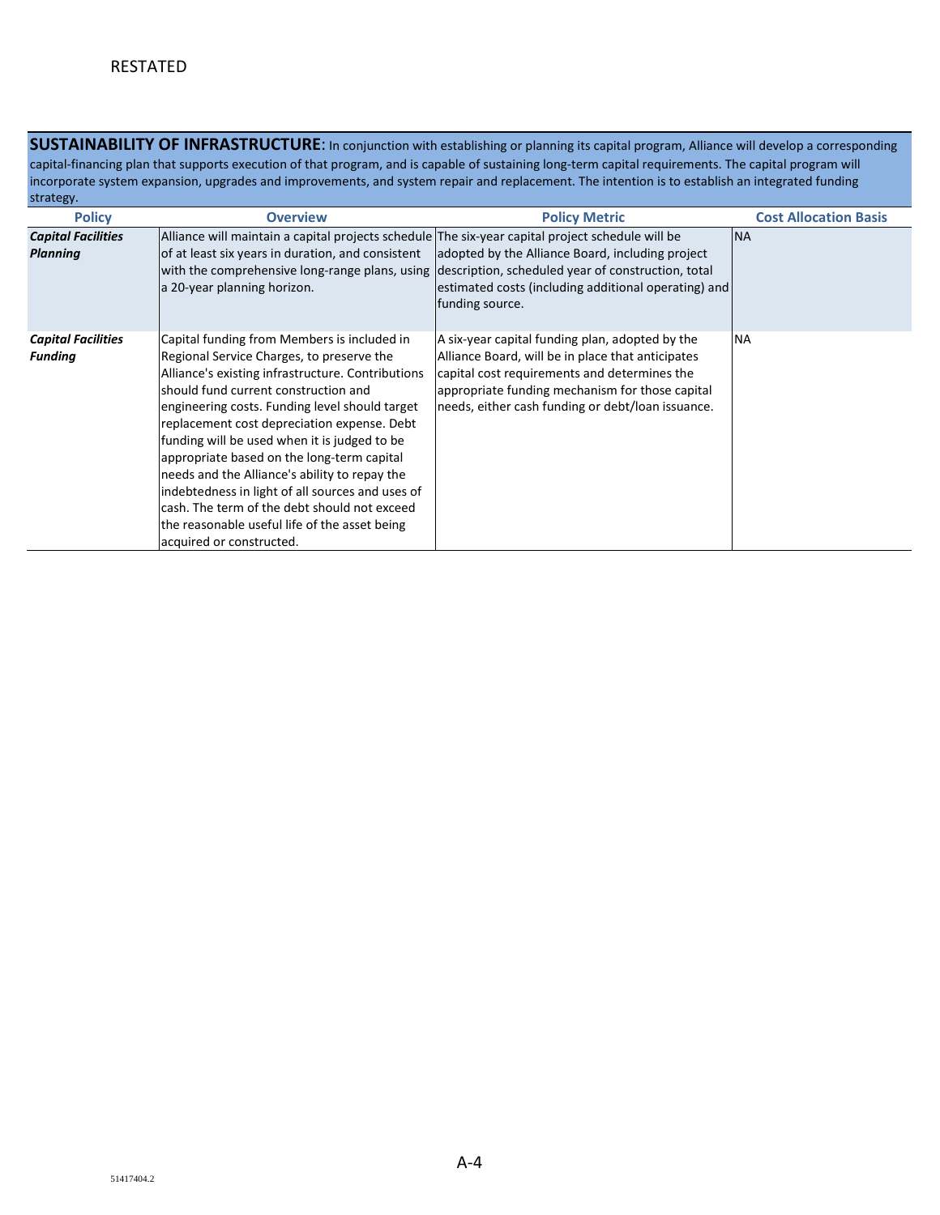RESTATED

**SUSTAINABILITY OF INFRASTRUCTURE**: In conjunction with establishing or planning its capital program, Alliance will develop a corresponding capital-financing plan that supports execution of that program, and is capable of sustaining long-term capital requirements. The capital program will incorporate system expansion, upgrades and improvements, and system repair and replacement. The intention is to establish an integrated funding strategy.

| Policy | Overview | Policy Metric | Cost Allocation Basis |
|---|---|---|---|
| ***Capital Facilities Planning*** | Alliance will maintain a capital projects schedule of at least six years in duration, and consistent with the comprehensive long-range plans, using a 20-year planning horizon. | The six-year capital project schedule will be adopted by the Alliance Board, including project description, scheduled year of construction, total estimated costs (including additional operating) and funding source. | NA |
| ***Capital Facilities Funding*** | Capital funding from Members is included in Regional Service Charges, to preserve the Alliance's existing infrastructure. Contributions should fund current construction and engineering costs. Funding level should target replacement cost depreciation expense. Debt funding will be used when it is judged to be appropriate based on the long-term capital needs and the Alliance's ability to repay the indebtedness in light of all sources and uses of cash. The term of the debt should not exceed the reasonable useful life of the asset being acquired or constructed. | A six-year capital funding plan, adopted by the Alliance Board, will be in place that anticipates capital cost requirements and determines the appropriate funding mechanism for those capital needs, either cash funding or debt/loan issuance. | NA |

A-4

51417404.2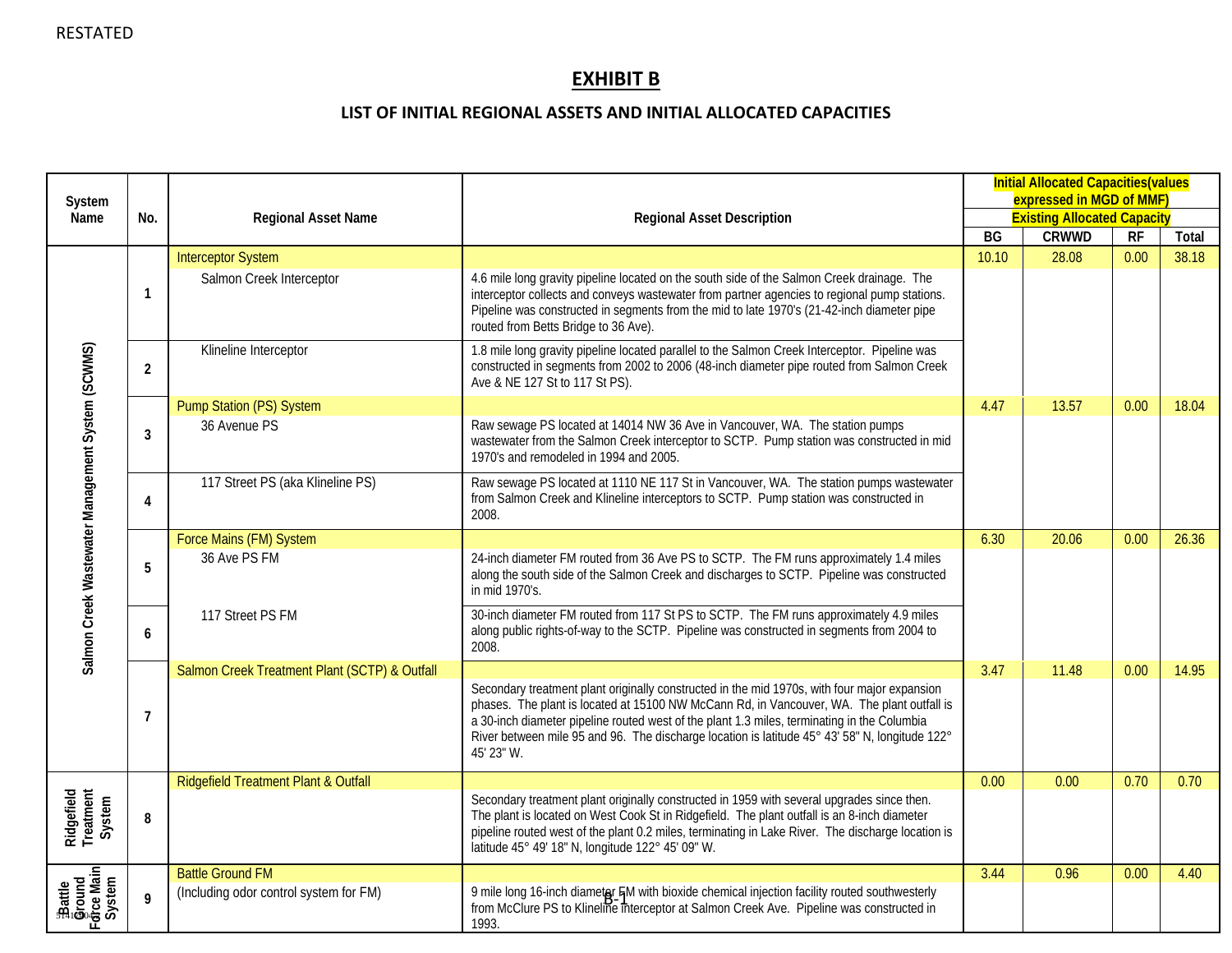RESTATED

# EXHIBIT B

## LIST OF INITIAL REGIONAL ASSETS AND INITIAL ALLOCATED CAPACITIES

| System Name | No. | Regional Asset Name | Regional Asset Description | Initial Allocated Capacities(values expressed in MGD of MMF) | | | |
|---|---|---|---|---|---|---|---|
| | | | | Existing Allocated Capacity | | | |
| | | | | BG | CRWWD | RF | Total |
| Salmon Creek Wastewater Management System (SCWMS) | | Interceptor System | | 10.10 | 28.08 | 0.00 | 38.18 |
| | 1 | Salmon Creek Interceptor | 4.6 mile long gravity pipeline located on the south side of the Salmon Creek drainage. The interceptor collects and conveys wastewater from partner agencies to regional pump stations. Pipeline was constructed in segments from the mid to late 1970's (21-42-inch diameter pipe routed from Betts Bridge to 36 Ave). | | | | |
| | 2 | Klineline Interceptor | 1.8 mile long gravity pipeline located parallel to the Salmon Creek Interceptor. Pipeline was constructed in segments from 2002 to 2006 (48-inch diameter pipe routed from Salmon Creek Ave & NE 127 St to 117 St PS). | | | | |
| | | Pump Station (PS) System | | 4.47 | 13.57 | 0.00 | 18.04 |
| | 3 | 36 Avenue PS | Raw sewage PS located at 14014 NW 36 Ave in Vancouver, WA. The station pumps wastewater from the Salmon Creek interceptor to SCTP. Pump station was constructed in mid 1970's and remodeled in 1994 and 2005. | | | | |
| | 4 | 117 Street PS (aka Klineline PS) | Raw sewage PS located at 1110 NE 117 St in Vancouver, WA. The station pumps wastewater from Salmon Creek and Klineline interceptors to SCTP. Pump station was constructed in 2008. | | | | |
| | | Force Mains (FM) System | | 6.30 | 20.06 | 0.00 | 26.36 |
| | 5 | 36 Ave PS FM | 24-inch diameter FM routed from 36 Ave PS to SCTP. The FM runs approximately 1.4 miles along the south side of the Salmon Creek and discharges to SCTP. Pipeline was constructed in mid 1970's. | | | | |
| | 6 | 117 Street PS FM | 30-inch diameter FM routed from 117 St PS to SCTP. The FM runs approximately 4.9 miles along public rights-of-way to the SCTP. Pipeline was constructed in segments from 2004 to 2008. | | | | |
| | 7 | Salmon Creek Treatment Plant (SCTP) & Outfall | Secondary treatment plant originally constructed in the mid 1970s, with four major expansion phases. The plant is located at 15100 NW McCann Rd, in Vancouver, WA. The plant outfall is a 30-inch diameter pipeline routed west of the plant 1.3 miles, terminating in the Columbia River between mile 95 and 96. The discharge location is latitude 45° 43' 58" N, longitude 122° 45' 23" W. | 3.47 | 11.48 | 0.00 | 14.95 |
| Ridgefield Treatment System | 8 | Ridgefield Treatment Plant & Outfall | Secondary treatment plant originally constructed in 1959 with several upgrades since then. The plant is located on West Cook St in Ridgefield. The plant outfall is an 8-inch diameter pipeline routed west of the plant 0.2 miles, terminating in Lake River. The discharge location is latitude 45° 49' 18" N, longitude 122° 45' 09" W. | 0.00 | 0.00 | 0.70 | 0.70 |
| Battle Ground Force Main System | 9 | Battle Ground FM (Including odor control system for FM) | 9 mile long 16-inch diameter FM with bioxide chemical injection facility routed southwesterly from McClure PS to Klineline interceptor at Salmon Creek Ave. Pipeline was constructed in 1993. | 3.44 | 0.96 | 0.00 | 4.40 |